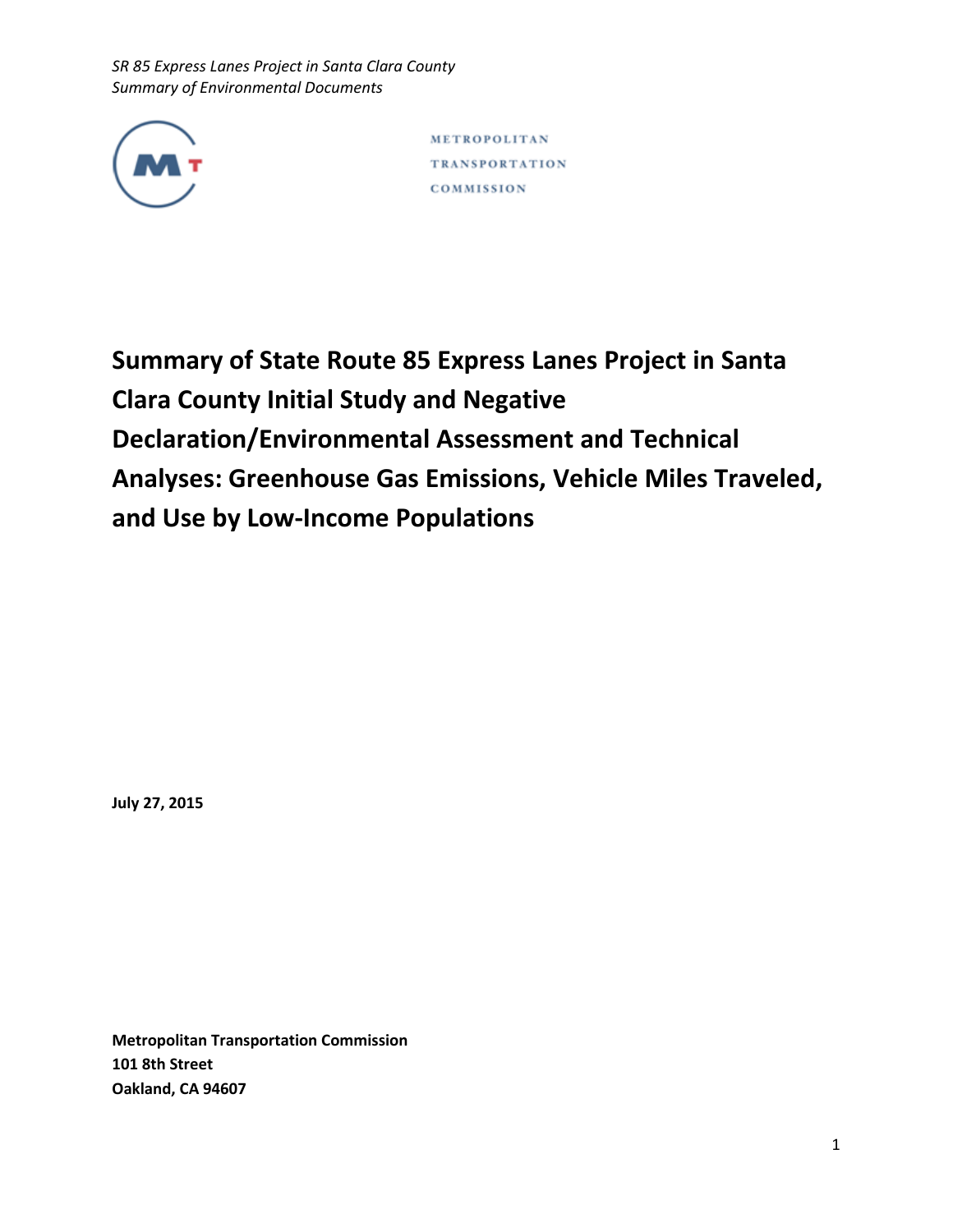METROPOLITAN
TRANSPORTATION
COMMISSION

# Summary of State Route 85 Express Lanes Project in Santa Clara County Initial Study and Negative Declaration/Environmental Assessment and Technical Analyses: Greenhouse Gas Emissions, Vehicle Miles Traveled, and Use by Low-Income Populations

**July 27, 2015**

**Metropolitan Transportation Commission**
**101 8th Street**
**Oakland, CA 94607**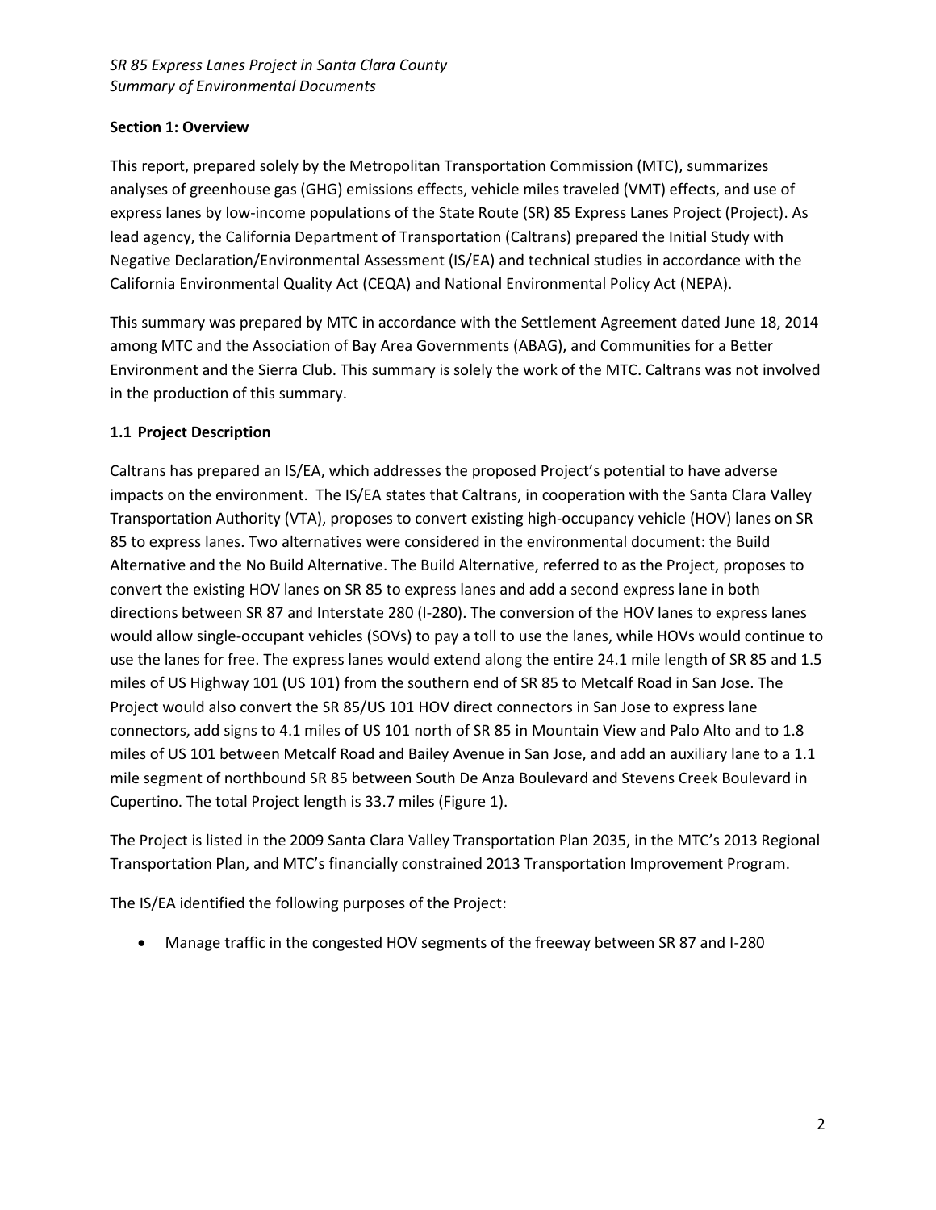## Section 1: Overview

This report, prepared solely by the Metropolitan Transportation Commission (MTC), summarizes analyses of greenhouse gas (GHG) emissions effects, vehicle miles traveled (VMT) effects, and use of express lanes by low-income populations of the State Route (SR) 85 Express Lanes Project (Project). As lead agency, the California Department of Transportation (Caltrans) prepared the Initial Study with Negative Declaration/Environmental Assessment (IS/EA) and technical studies in accordance with the California Environmental Quality Act (CEQA) and National Environmental Policy Act (NEPA).

This summary was prepared by MTC in accordance with the Settlement Agreement dated June 18, 2014 among MTC and the Association of Bay Area Governments (ABAG), and Communities for a Better Environment and the Sierra Club. This summary is solely the work of the MTC. Caltrans was not involved in the production of this summary.

### 1.1 Project Description

Caltrans has prepared an IS/EA, which addresses the proposed Project's potential to have adverse impacts on the environment. The IS/EA states that Caltrans, in cooperation with the Santa Clara Valley Transportation Authority (VTA), proposes to convert existing high-occupancy vehicle (HOV) lanes on SR 85 to express lanes. Two alternatives were considered in the environmental document: the Build Alternative and the No Build Alternative. The Build Alternative, referred to as the Project, proposes to convert the existing HOV lanes on SR 85 to express lanes and add a second express lane in both directions between SR 87 and Interstate 280 (I-280). The conversion of the HOV lanes to express lanes would allow single-occupant vehicles (SOVs) to pay a toll to use the lanes, while HOVs would continue to use the lanes for free. The express lanes would extend along the entire 24.1 mile length of SR 85 and 1.5 miles of US Highway 101 (US 101) from the southern end of SR 85 to Metcalf Road in San Jose. The Project would also convert the SR 85/US 101 HOV direct connectors in San Jose to express lane connectors, add signs to 4.1 miles of US 101 north of SR 85 in Mountain View and Palo Alto and to 1.8 miles of US 101 between Metcalf Road and Bailey Avenue in San Jose, and add an auxiliary lane to a 1.1 mile segment of northbound SR 85 between South De Anza Boulevard and Stevens Creek Boulevard in Cupertino. The total Project length is 33.7 miles (Figure 1).

The Project is listed in the 2009 Santa Clara Valley Transportation Plan 2035, in the MTC's 2013 Regional Transportation Plan, and MTC's financially constrained 2013 Transportation Improvement Program.

The IS/EA identified the following purposes of the Project:

- Manage traffic in the congested HOV segments of the freeway between SR 87 and I-280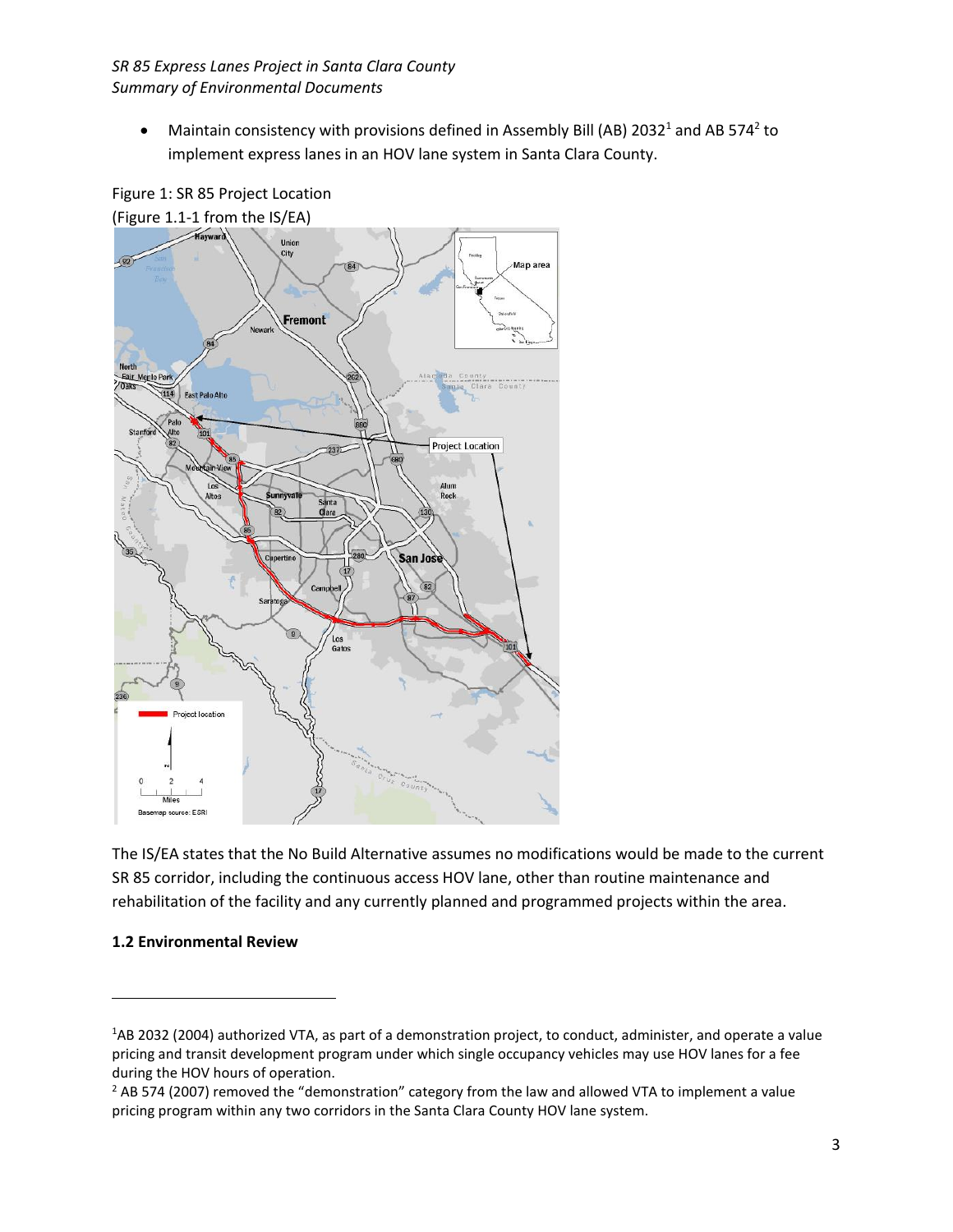- Maintain consistency with provisions defined in Assembly Bill (AB) 2032[1] and AB 574[2] to implement express lanes in an HOV lane system in Santa Clara County.

Figure 1: SR 85 Project Location
(Figure 1.1-1 from the IS/EA)

The IS/EA states that the No Build Alternative assumes no modifications would be made to the current SR 85 corridor, including the continuous access HOV lane, other than routine maintenance and rehabilitation of the facility and any currently planned and programmed projects within the area.

**1.2 Environmental Review**

[1]AB 2032 (2004) authorized VTA, as part of a demonstration project, to conduct, administer, and operate a value pricing and transit development program under which single occupancy vehicles may use HOV lanes for a fee during the HOV hours of operation.

[2] AB 574 (2007) removed the "demonstration" category from the law and allowed VTA to implement a value pricing program within any two corridors in the Santa Clara County HOV lane system.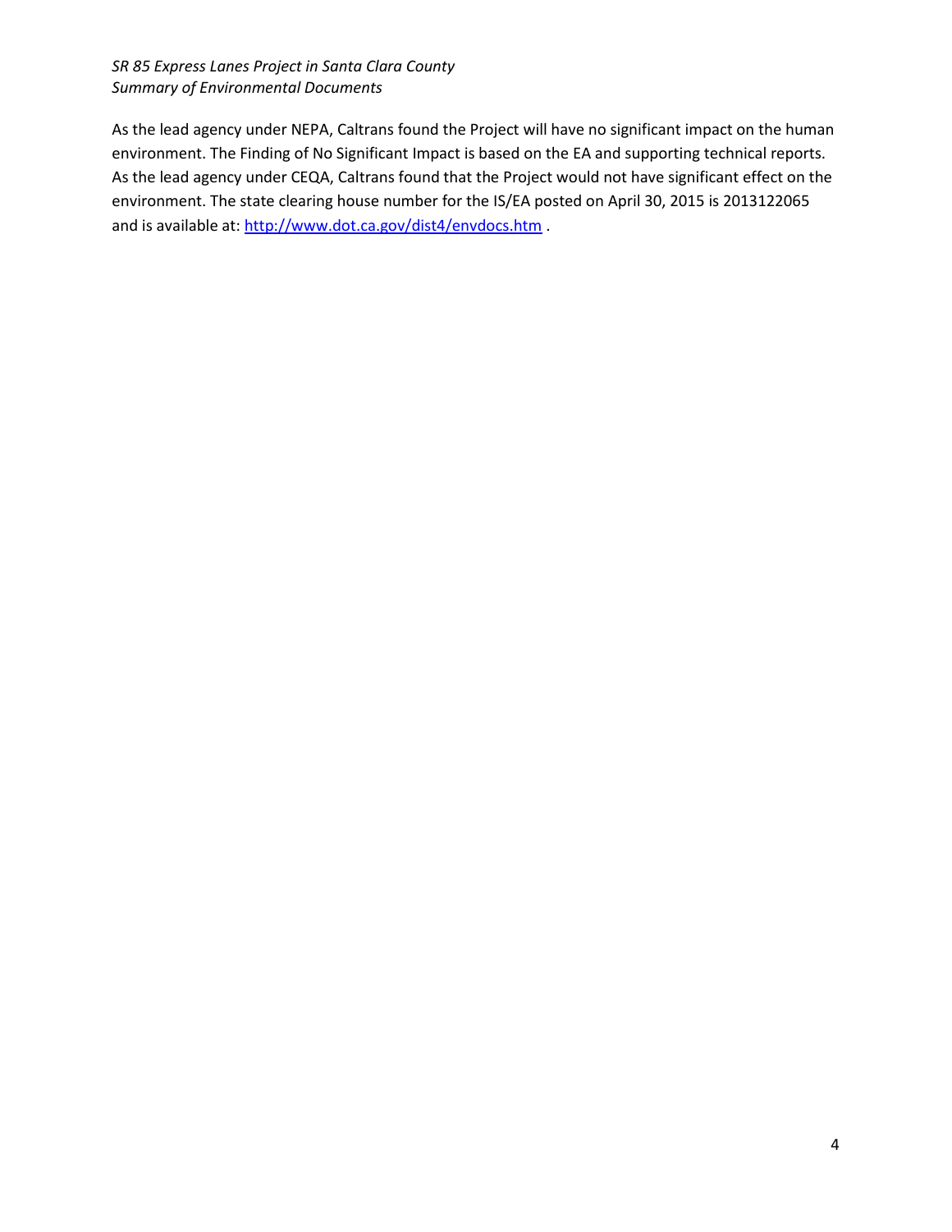As the lead agency under NEPA, Caltrans found the Project will have no significant impact on the human environment. The Finding of No Significant Impact is based on the EA and supporting technical reports. As the lead agency under CEQA, Caltrans found that the Project would not have significant effect on the environment. The state clearing house number for the IS/EA posted on April 30, 2015 is 2013122065 and is available at: [http://www.dot.ca.gov/dist4/envdocs.htm](http://www.dot.ca.gov/dist4/envdocs.htm) .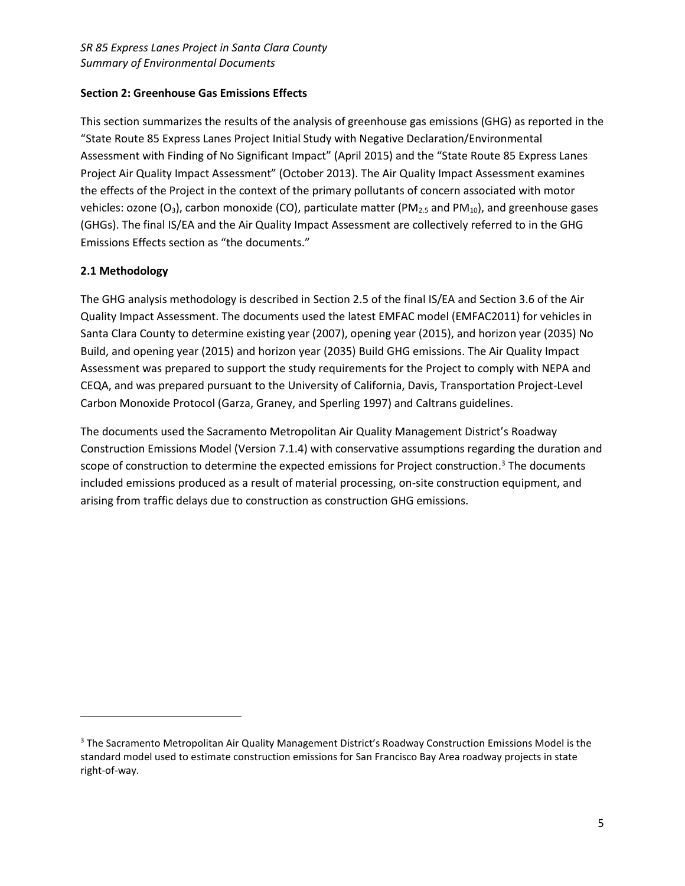## Section 2: Greenhouse Gas Emissions Effects

This section summarizes the results of the analysis of greenhouse gas emissions (GHG) as reported in the "State Route 85 Express Lanes Project Initial Study with Negative Declaration/Environmental Assessment with Finding of No Significant Impact" (April 2015) and the "State Route 85 Express Lanes Project Air Quality Impact Assessment" (October 2013). The Air Quality Impact Assessment examines the effects of the Project in the context of the primary pollutants of concern associated with motor vehicles: ozone ($O_3$), carbon monoxide (CO), particulate matter ($PM_{2.5}$ and $PM_{10}$), and greenhouse gases (GHGs). The final IS/EA and the Air Quality Impact Assessment are collectively referred to in the GHG Emissions Effects section as "the documents."

### 2.1 Methodology

The GHG analysis methodology is described in Section 2.5 of the final IS/EA and Section 3.6 of the Air Quality Impact Assessment. The documents used the latest EMFAC model (EMFAC2011) for vehicles in Santa Clara County to determine existing year (2007), opening year (2015), and horizon year (2035) No Build, and opening year (2015) and horizon year (2035) Build GHG emissions. The Air Quality Impact Assessment was prepared to support the study requirements for the Project to comply with NEPA and CEQA, and was prepared pursuant to the University of California, Davis, Transportation Project-Level Carbon Monoxide Protocol (Garza, Graney, and Sperling 1997) and Caltrans guidelines.

The documents used the Sacramento Metropolitan Air Quality Management District's Roadway Construction Emissions Model (Version 7.1.4) with conservative assumptions regarding the duration and scope of construction to determine the expected emissions for Project construction.[3] The documents included emissions produced as a result of material processing, on-site construction equipment, and arising from traffic delays due to construction as construction GHG emissions.

---

[3] The Sacramento Metropolitan Air Quality Management District's Roadway Construction Emissions Model is the standard model used to estimate construction emissions for San Francisco Bay Area roadway projects in state right-of-way.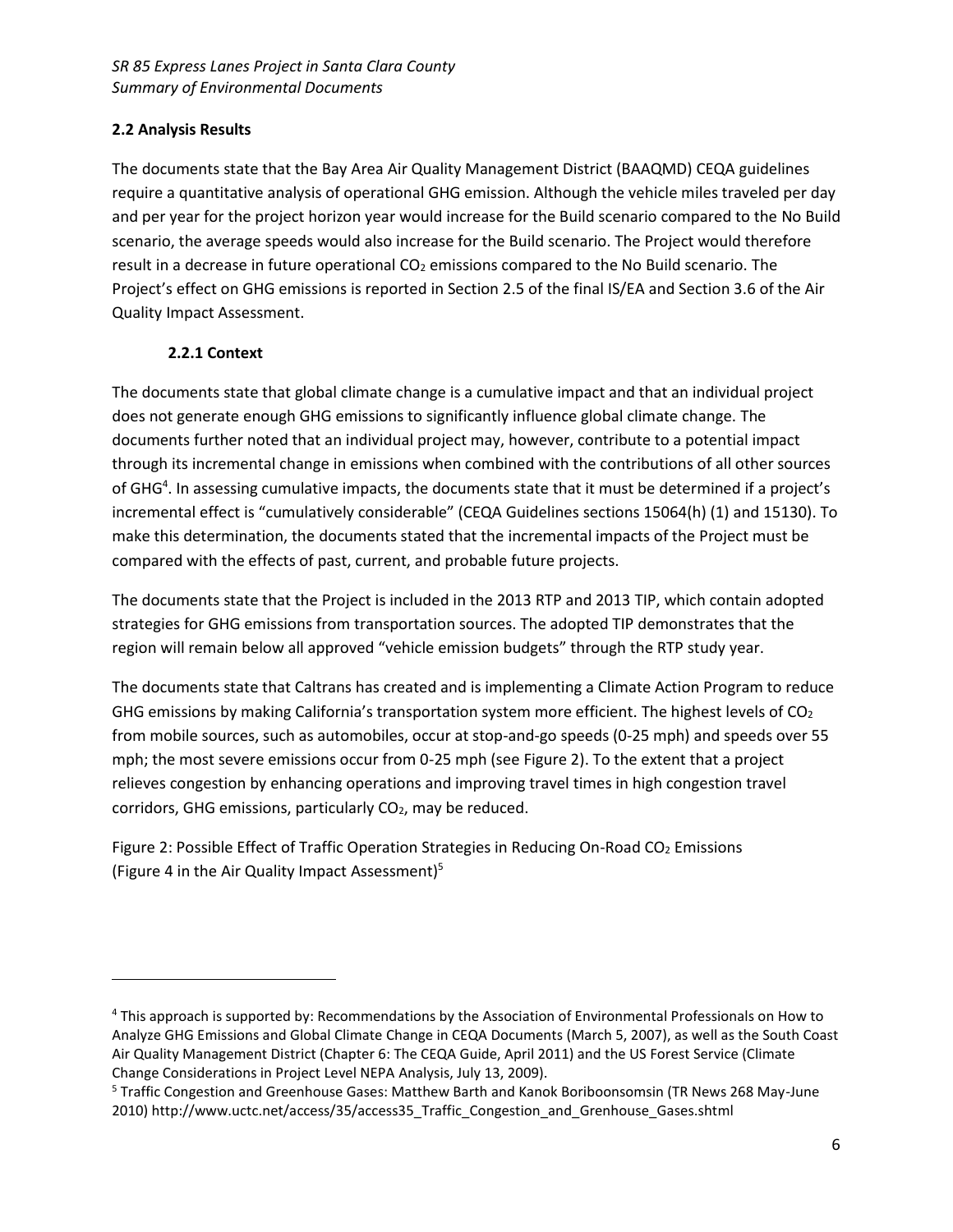### 2.2 Analysis Results

The documents state that the Bay Area Air Quality Management District (BAAQMD) CEQA guidelines require a quantitative analysis of operational GHG emission. Although the vehicle miles traveled per day and per year for the project horizon year would increase for the Build scenario compared to the No Build scenario, the average speeds would also increase for the Build scenario. The Project would therefore result in a decrease in future operational $CO_2$ emissions compared to the No Build scenario. The Project's effect on GHG emissions is reported in Section 2.5 of the final IS/EA and Section 3.6 of the Air Quality Impact Assessment.

#### 2.2.1 Context

The documents state that global climate change is a cumulative impact and that an individual project does not generate enough GHG emissions to significantly influence global climate change. The documents further noted that an individual project may, however, contribute to a potential impact through its incremental change in emissions when combined with the contributions of all other sources of GHG[4]. In assessing cumulative impacts, the documents state that it must be determined if a project's incremental effect is "cumulatively considerable" (CEQA Guidelines sections 15064(h) (1) and 15130). To make this determination, the documents stated that the incremental impacts of the Project must be compared with the effects of past, current, and probable future projects.

The documents state that the Project is included in the 2013 RTP and 2013 TIP, which contain adopted strategies for GHG emissions from transportation sources. The adopted TIP demonstrates that the region will remain below all approved "vehicle emission budgets" through the RTP study year.

The documents state that Caltrans has created and is implementing a Climate Action Program to reduce GHG emissions by making California's transportation system more efficient. The highest levels of $CO_2$ from mobile sources, such as automobiles, occur at stop-and-go speeds (0-25 mph) and speeds over 55 mph; the most severe emissions occur from 0-25 mph (see Figure 2). To the extent that a project relieves congestion by enhancing operations and improving travel times in high congestion travel corridors, GHG emissions, particularly $CO_2$, may be reduced.

Figure 2: Possible Effect of Traffic Operation Strategies in Reducing On-Road $CO_2$ Emissions (Figure 4 in the Air Quality Impact Assessment)[5]

---

[4] This approach is supported by: Recommendations by the Association of Environmental Professionals on How to Analyze GHG Emissions and Global Climate Change in CEQA Documents (March 5, 2007), as well as the South Coast Air Quality Management District (Chapter 6: The CEQA Guide, April 2011) and the US Forest Service (Climate Change Considerations in Project Level NEPA Analysis, July 13, 2009).

[5] Traffic Congestion and Greenhouse Gases: Matthew Barth and Kanok Boriboonsomsin (TR News 268 May-June 2010) http://www.uctc.net/access/35/access35_Traffic_Congestion_and_Grenhouse_Gases.shtml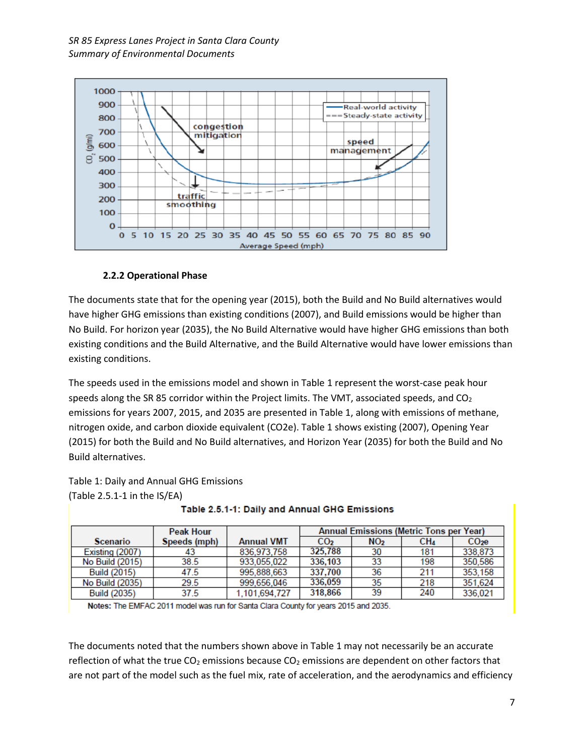### 2.2.2 Operational Phase

The documents state that for the opening year (2015), both the Build and No Build alternatives would have higher GHG emissions than existing conditions (2007), and Build emissions would be higher than No Build. For horizon year (2035), the No Build Alternative would have higher GHG emissions than both existing conditions and the Build Alternative, and the Build Alternative would have lower emissions than existing conditions.

The speeds used in the emissions model and shown in Table 1 represent the worst-case peak hour speeds along the SR 85 corridor within the Project limits. The VMT, associated speeds, and $CO_2$ emissions for years 2007, 2015, and 2035 are presented in Table 1, along with emissions of methane, nitrogen oxide, and carbon dioxide equivalent (CO2e). Table 1 shows existing (2007), Opening Year (2015) for both the Build and No Build alternatives, and Horizon Year (2035) for both the Build and No Build alternatives.

Table 1: Daily and Annual GHG Emissions
(Table 2.5.1-1 in the IS/EA)

**Table 2.5.1-1: Daily and Annual GHG Emissions**

| Scenario | Peak Hour Speeds (mph) | Annual VMT | Annual Emissions (Metric Tons per Year) | | | |
|---|---|---|---|---|---|---|
| | | | $CO_2$ | $NO_2$ | $CH_4$ | $CO_2e$ |
| Existing (2007) | 43 | 836,973,758 | 325,788 | 30 | 181 | 338,873 |
| No Build (2015) | 38.5 | 933,055,022 | 336,103 | 33 | 198 | 350,586 |
| Build (2015) | 47.5 | 995,888,663 | 337,700 | 36 | 211 | 353,158 |
| No Build (2035) | 29.5 | 999,656,046 | 336,059 | 35 | 218 | 351,624 |
| Build (2035) | 37.5 | 1,101,694,727 | 318,866 | 39 | 240 | 336,021 |

**Notes:** The EMFAC 2011 model was run for Santa Clara County for years 2015 and 2035.

The documents noted that the numbers shown above in Table 1 may not necessarily be an accurate reflection of what the true $CO_2$ emissions because $CO_2$ emissions are dependent on other factors that are not part of the model such as the fuel mix, rate of acceleration, and the aerodynamics and efficiency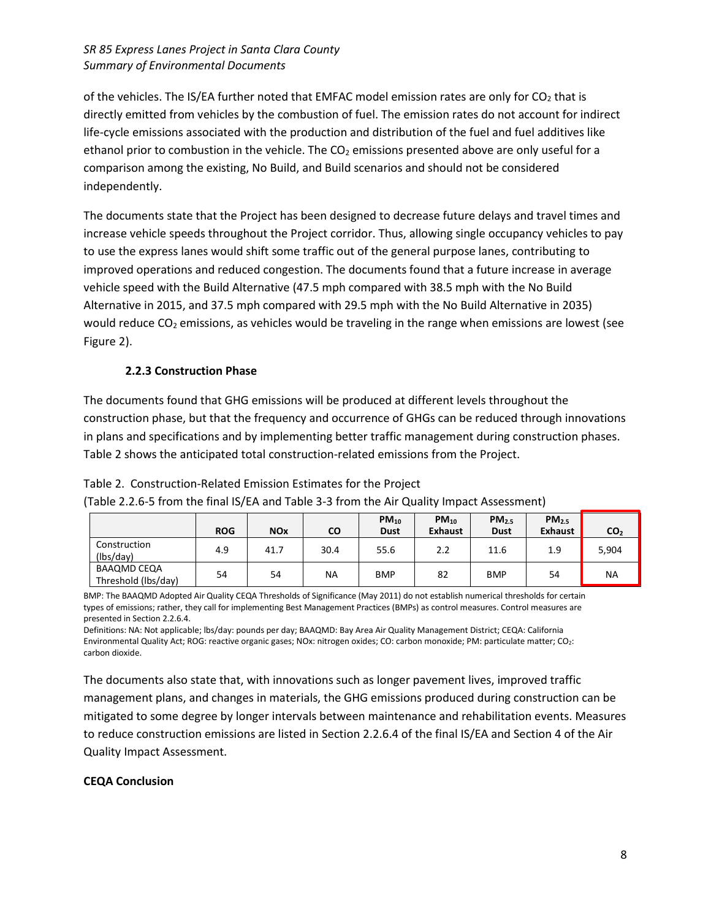of the vehicles. The IS/EA further noted that EMFAC model emission rates are only for $CO_2$ that is directly emitted from vehicles by the combustion of fuel. The emission rates do not account for indirect life-cycle emissions associated with the production and distribution of the fuel and fuel additives like ethanol prior to combustion in the vehicle. The $CO_2$ emissions presented above are only useful for a comparison among the existing, No Build, and Build scenarios and should not be considered independently.

The documents state that the Project has been designed to decrease future delays and travel times and increase vehicle speeds throughout the Project corridor. Thus, allowing single occupancy vehicles to pay to use the express lanes would shift some traffic out of the general purpose lanes, contributing to improved operations and reduced congestion. The documents found that a future increase in average vehicle speed with the Build Alternative (47.5 mph compared with 38.5 mph with the No Build Alternative in 2015, and 37.5 mph compared with 29.5 mph with the No Build Alternative in 2035) would reduce $CO_2$ emissions, as vehicles would be traveling in the range when emissions are lowest (see Figure 2).

### 2.2.3 Construction Phase

The documents found that GHG emissions will be produced at different levels throughout the construction phase, but that the frequency and occurrence of GHGs can be reduced through innovations in plans and specifications and by implementing better traffic management during construction phases. Table 2 shows the anticipated total construction-related emissions from the Project.

Table 2. Construction-Related Emission Estimates for the Project
(Table 2.2.6-5 from the final IS/EA and Table 3-3 from the Air Quality Impact Assessment)

| | ROG | NOx | CO | $PM_{10}$ Dust | $PM_{10}$ Exhaust | $PM_{2.5}$ Dust | $PM_{2.5}$ Exhaust | $CO_2$ |
|---|---|---|---|---|---|---|---|---|
| Construction (lbs/day) | 4.9 | 41.7 | 30.4 | 55.6 | 2.2 | 11.6 | 1.9 | 5,904 |
| BAAQMD CEQA Threshold (lbs/day) | 54 | 54 | NA | BMP | 82 | BMP | 54 | NA |

BMP: The BAAQMD Adopted Air Quality CEQA Thresholds of Significance (May 2011) do not establish numerical thresholds for certain types of emissions; rather, they call for implementing Best Management Practices (BMPs) as control measures. Control measures are presented in Section 2.2.6.4.

Definitions: NA: Not applicable; lbs/day: pounds per day; BAAQMD: Bay Area Air Quality Management District; CEQA: California Environmental Quality Act; ROG: reactive organic gases; NOx: nitrogen oxides; CO: carbon monoxide; PM: particulate matter; $CO_2$: carbon dioxide.

The documents also state that, with innovations such as longer pavement lives, improved traffic management plans, and changes in materials, the GHG emissions produced during construction can be mitigated to some degree by longer intervals between maintenance and rehabilitation events. Measures to reduce construction emissions are listed in Section 2.2.6.4 of the final IS/EA and Section 4 of the Air Quality Impact Assessment.

**CEQA Conclusion**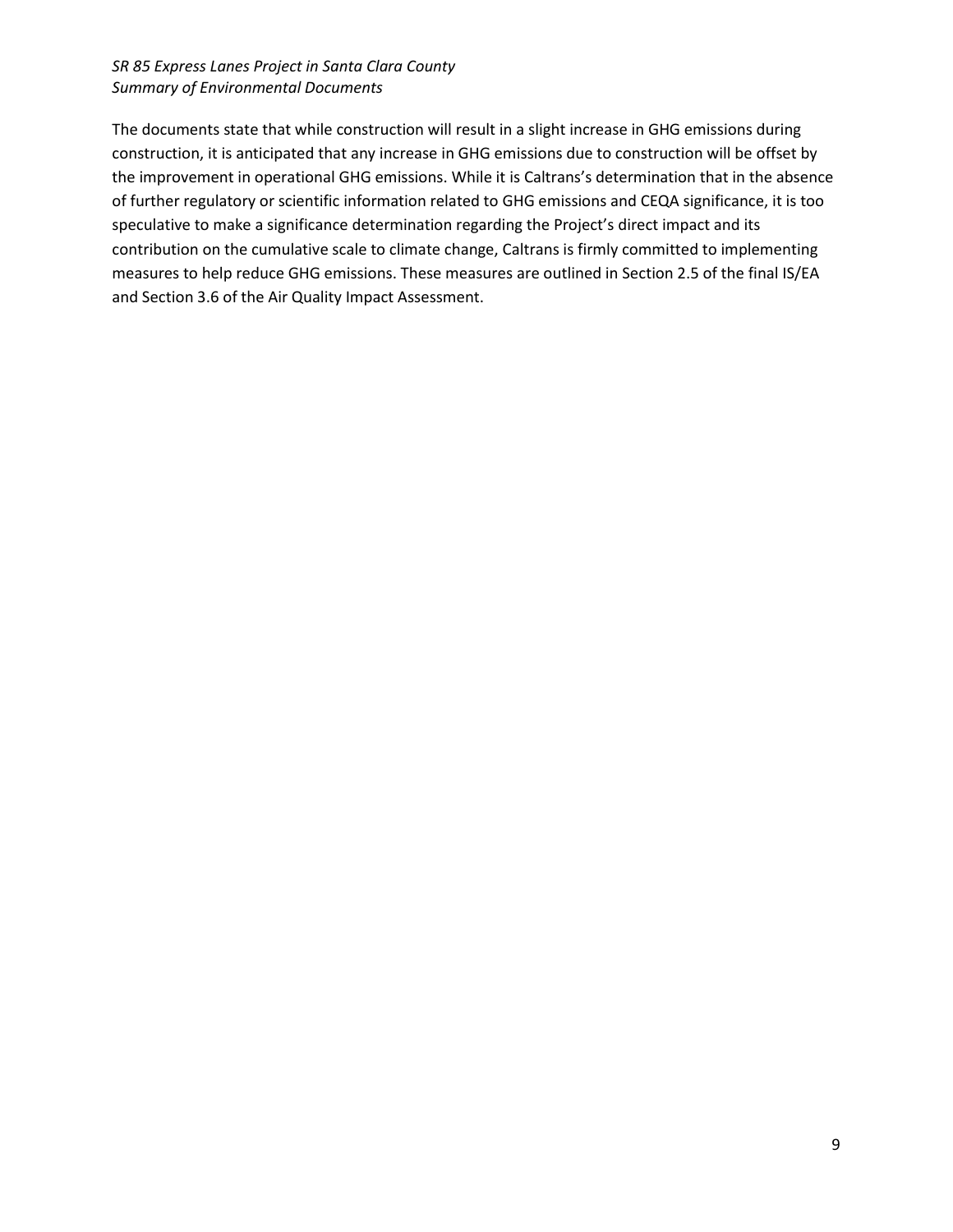The documents state that while construction will result in a slight increase in GHG emissions during construction, it is anticipated that any increase in GHG emissions due to construction will be offset by the improvement in operational GHG emissions. While it is Caltrans's determination that in the absence of further regulatory or scientific information related to GHG emissions and CEQA significance, it is too speculative to make a significance determination regarding the Project's direct impact and its contribution on the cumulative scale to climate change, Caltrans is firmly committed to implementing measures to help reduce GHG emissions. These measures are outlined in Section 2.5 of the final IS/EA and Section 3.6 of the Air Quality Impact Assessment.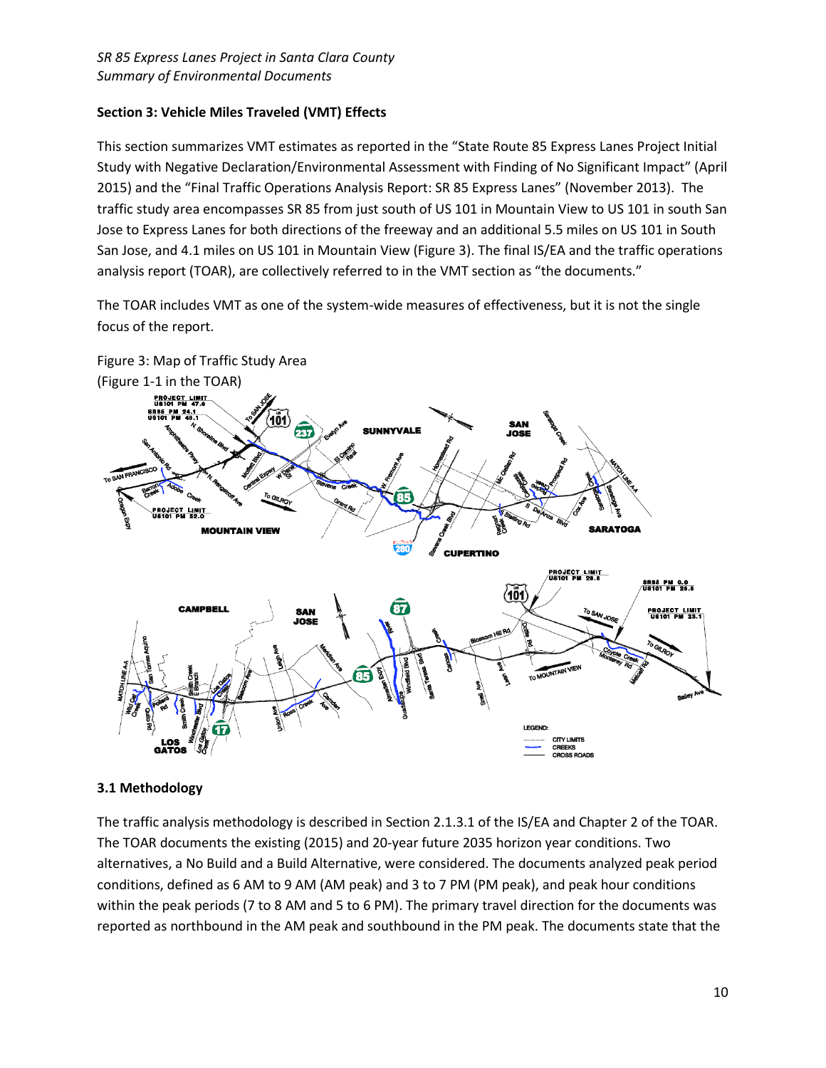### Section 3: Vehicle Miles Traveled (VMT) Effects

This section summarizes VMT estimates as reported in the "State Route 85 Express Lanes Project Initial Study with Negative Declaration/Environmental Assessment with Finding of No Significant Impact" (April 2015) and the "Final Traffic Operations Analysis Report: SR 85 Express Lanes" (November 2013). The traffic study area encompasses SR 85 from just south of US 101 in Mountain View to US 101 in south San Jose to Express Lanes for both directions of the freeway and an additional 5.5 miles on US 101 in South San Jose, and 4.1 miles on US 101 in Mountain View (Figure 3). The final IS/EA and the traffic operations analysis report (TOAR), are collectively referred to in the VMT section as "the documents."

The TOAR includes VMT as one of the system-wide measures of effectiveness, but it is not the single focus of the report.

Figure 3: Map of Traffic Study Area
(Figure 1-1 in the TOAR)

### 3.1 Methodology

The traffic analysis methodology is described in Section 2.1.3.1 of the IS/EA and Chapter 2 of the TOAR. The TOAR documents the existing (2015) and 20-year future 2035 horizon year conditions. Two alternatives, a No Build and a Build Alternative, were considered. The documents analyzed peak period conditions, defined as 6 AM to 9 AM (AM peak) and 3 to 7 PM (PM peak), and peak hour conditions within the peak periods (7 to 8 AM and 5 to 6 PM). The primary travel direction for the documents was reported as northbound in the AM peak and southbound in the PM peak. The documents state that the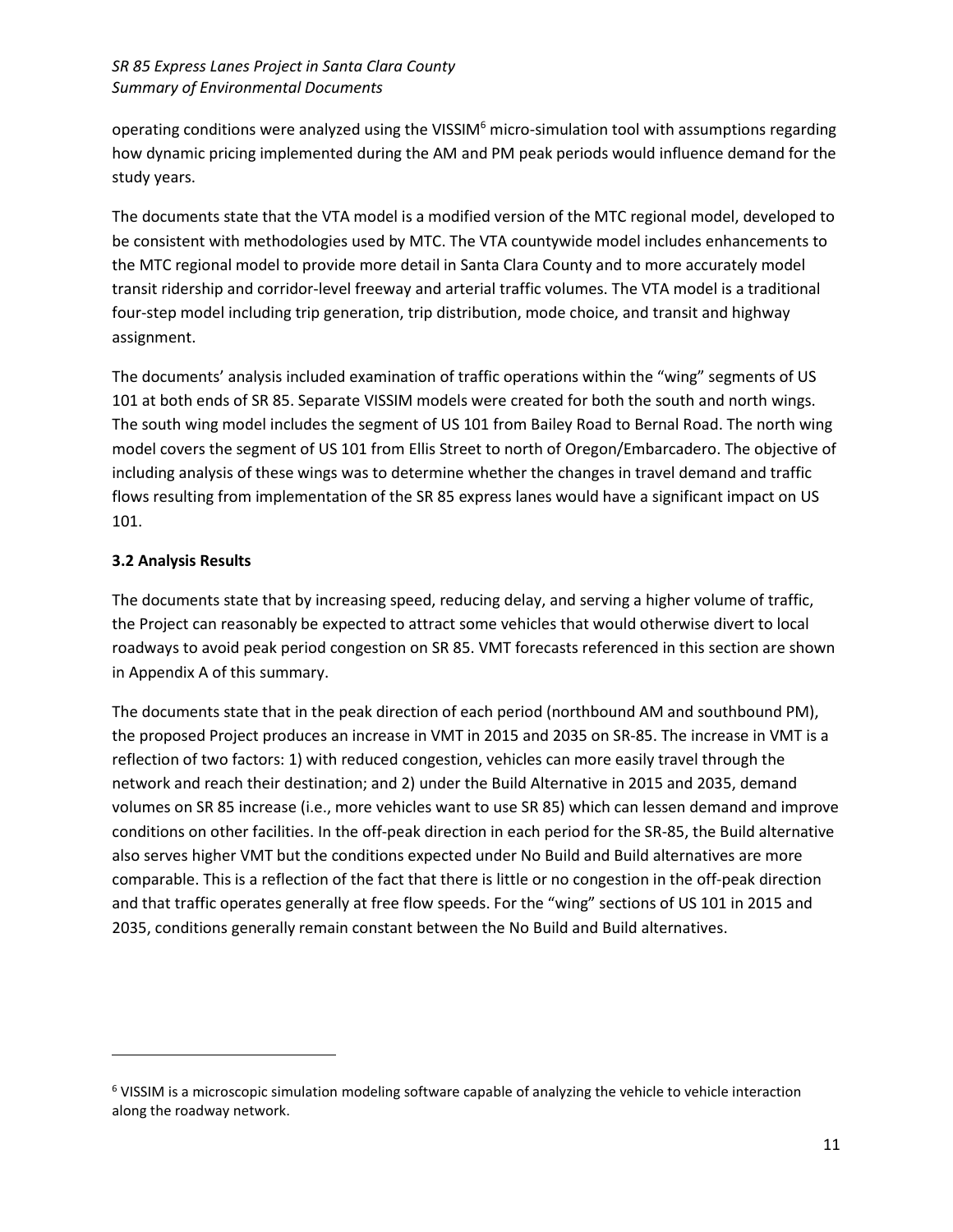operating conditions were analyzed using the VISSIM[6] micro-simulation tool with assumptions regarding how dynamic pricing implemented during the AM and PM peak periods would influence demand for the study years.

The documents state that the VTA model is a modified version of the MTC regional model, developed to be consistent with methodologies used by MTC. The VTA countywide model includes enhancements to the MTC regional model to provide more detail in Santa Clara County and to more accurately model transit ridership and corridor-level freeway and arterial traffic volumes. The VTA model is a traditional four-step model including trip generation, trip distribution, mode choice, and transit and highway assignment.

The documents' analysis included examination of traffic operations within the "wing" segments of US 101 at both ends of SR 85. Separate VISSIM models were created for both the south and north wings. The south wing model includes the segment of US 101 from Bailey Road to Bernal Road. The north wing model covers the segment of US 101 from Ellis Street to north of Oregon/Embarcadero. The objective of including analysis of these wings was to determine whether the changes in travel demand and traffic flows resulting from implementation of the SR 85 express lanes would have a significant impact on US 101.

### 3.2 Analysis Results

The documents state that by increasing speed, reducing delay, and serving a higher volume of traffic, the Project can reasonably be expected to attract some vehicles that would otherwise divert to local roadways to avoid peak period congestion on SR 85. VMT forecasts referenced in this section are shown in Appendix A of this summary.

The documents state that in the peak direction of each period (northbound AM and southbound PM), the proposed Project produces an increase in VMT in 2015 and 2035 on SR-85. The increase in VMT is a reflection of two factors: 1) with reduced congestion, vehicles can more easily travel through the network and reach their destination; and 2) under the Build Alternative in 2015 and 2035, demand volumes on SR 85 increase (i.e., more vehicles want to use SR 85) which can lessen demand and improve conditions on other facilities. In the off-peak direction in each period for the SR-85, the Build alternative also serves higher VMT but the conditions expected under No Build and Build alternatives are more comparable. This is a reflection of the fact that there is little or no congestion in the off-peak direction and that traffic operates generally at free flow speeds. For the "wing" sections of US 101 in 2015 and 2035, conditions generally remain constant between the No Build and Build alternatives.

---

[6] VISSIM is a microscopic simulation modeling software capable of analyzing the vehicle to vehicle interaction along the roadway network.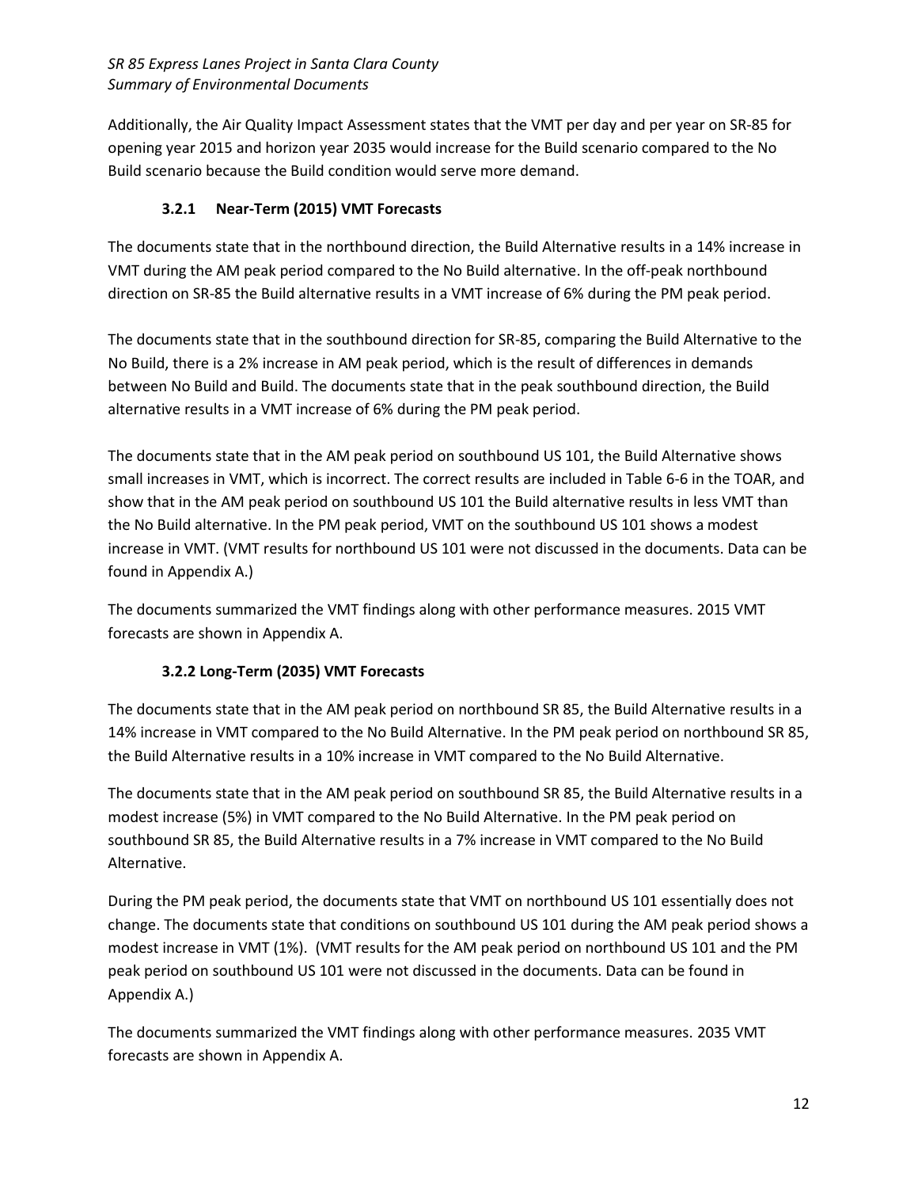Additionally, the Air Quality Impact Assessment states that the VMT per day and per year on SR-85 for opening year 2015 and horizon year 2035 would increase for the Build scenario compared to the No Build scenario because the Build condition would serve more demand.

### 3.2.1 Near-Term (2015) VMT Forecasts

The documents state that in the northbound direction, the Build Alternative results in a 14% increase in VMT during the AM peak period compared to the No Build alternative. In the off-peak northbound direction on SR-85 the Build alternative results in a VMT increase of 6% during the PM peak period.

The documents state that in the southbound direction for SR-85, comparing the Build Alternative to the No Build, there is a 2% increase in AM peak period, which is the result of differences in demands between No Build and Build. The documents state that in the peak southbound direction, the Build alternative results in a VMT increase of 6% during the PM peak period.

The documents state that in the AM peak period on southbound US 101, the Build Alternative shows small increases in VMT, which is incorrect. The correct results are included in Table 6-6 in the TOAR, and show that in the AM peak period on southbound US 101 the Build alternative results in less VMT than the No Build alternative. In the PM peak period, VMT on the southbound US 101 shows a modest increase in VMT. (VMT results for northbound US 101 were not discussed in the documents. Data can be found in Appendix A.)

The documents summarized the VMT findings along with other performance measures. 2015 VMT forecasts are shown in Appendix A.

### 3.2.2 Long-Term (2035) VMT Forecasts

The documents state that in the AM peak period on northbound SR 85, the Build Alternative results in a 14% increase in VMT compared to the No Build Alternative. In the PM peak period on northbound SR 85, the Build Alternative results in a 10% increase in VMT compared to the No Build Alternative.

The documents state that in the AM peak period on southbound SR 85, the Build Alternative results in a modest increase (5%) in VMT compared to the No Build Alternative. In the PM peak period on southbound SR 85, the Build Alternative results in a 7% increase in VMT compared to the No Build Alternative.

During the PM peak period, the documents state that VMT on northbound US 101 essentially does not change. The documents state that conditions on southbound US 101 during the AM peak period shows a modest increase in VMT (1%). (VMT results for the AM peak period on northbound US 101 and the PM peak period on southbound US 101 were not discussed in the documents. Data can be found in Appendix A.)

The documents summarized the VMT findings along with other performance measures. 2035 VMT forecasts are shown in Appendix A.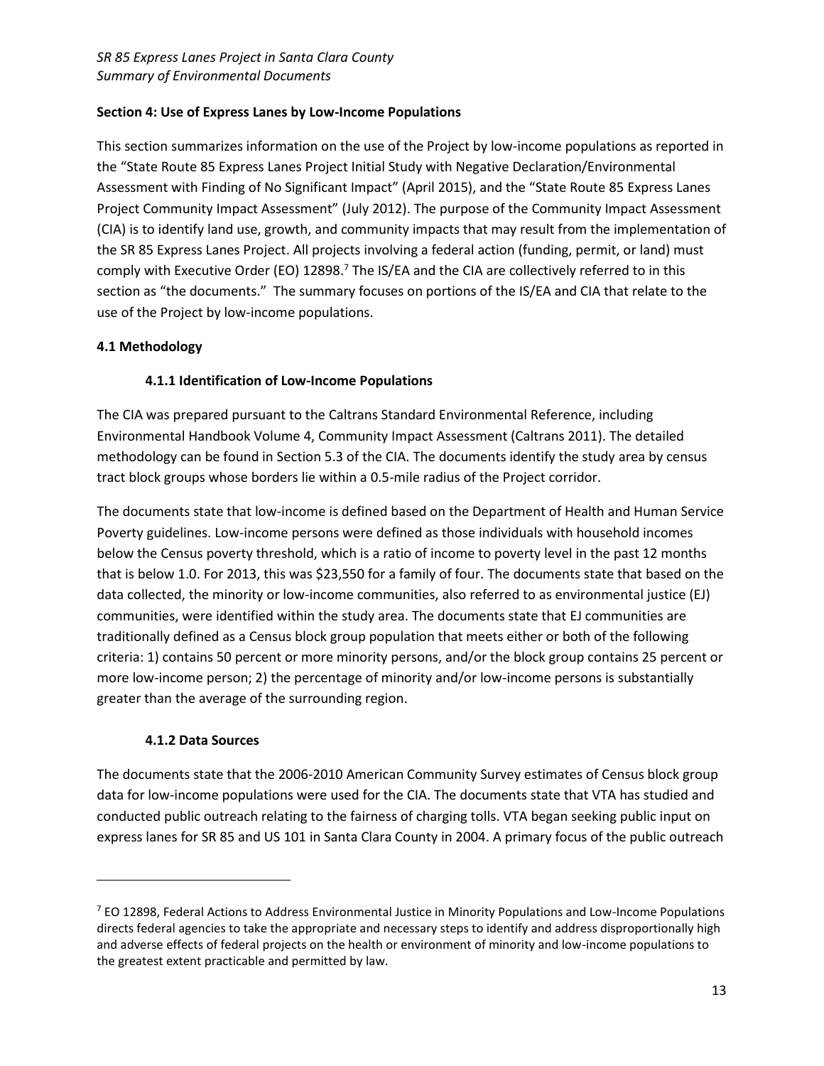## Section 4: Use of Express Lanes by Low-Income Populations

This section summarizes information on the use of the Project by low-income populations as reported in the "State Route 85 Express Lanes Project Initial Study with Negative Declaration/Environmental Assessment with Finding of No Significant Impact" (April 2015), and the "State Route 85 Express Lanes Project Community Impact Assessment" (July 2012). The purpose of the Community Impact Assessment (CIA) is to identify land use, growth, and community impacts that may result from the implementation of the SR 85 Express Lanes Project. All projects involving a federal action (funding, permit, or land) must comply with Executive Order (EO) 12898.[7] The IS/EA and the CIA are collectively referred to in this section as "the documents." The summary focuses on portions of the IS/EA and CIA that relate to the use of the Project by low-income populations.

### 4.1 Methodology

#### 4.1.1 Identification of Low-Income Populations

The CIA was prepared pursuant to the Caltrans Standard Environmental Reference, including Environmental Handbook Volume 4, Community Impact Assessment (Caltrans 2011). The detailed methodology can be found in Section 5.3 of the CIA. The documents identify the study area by census tract block groups whose borders lie within a 0.5-mile radius of the Project corridor.

The documents state that low-income is defined based on the Department of Health and Human Service Poverty guidelines. Low-income persons were defined as those individuals with household incomes below the Census poverty threshold, which is a ratio of income to poverty level in the past 12 months that is below 1.0. For 2013, this was $23,550 for a family of four. The documents state that based on the data collected, the minority or low-income communities, also referred to as environmental justice (EJ) communities, were identified within the study area. The documents state that EJ communities are traditionally defined as a Census block group population that meets either or both of the following criteria: 1) contains 50 percent or more minority persons, and/or the block group contains 25 percent or more low-income person; 2) the percentage of minority and/or low-income persons is substantially greater than the average of the surrounding region.

#### 4.1.2 Data Sources

The documents state that the 2006-2010 American Community Survey estimates of Census block group data for low-income populations were used for the CIA. The documents state that VTA has studied and conducted public outreach relating to the fairness of charging tolls. VTA began seeking public input on express lanes for SR 85 and US 101 in Santa Clara County in 2004. A primary focus of the public outreach

[7] EO 12898, Federal Actions to Address Environmental Justice in Minority Populations and Low-Income Populations directs federal agencies to take the appropriate and necessary steps to identify and address disproportionally high and adverse effects of federal projects on the health or environment of minority and low-income populations to the greatest extent practicable and permitted by law.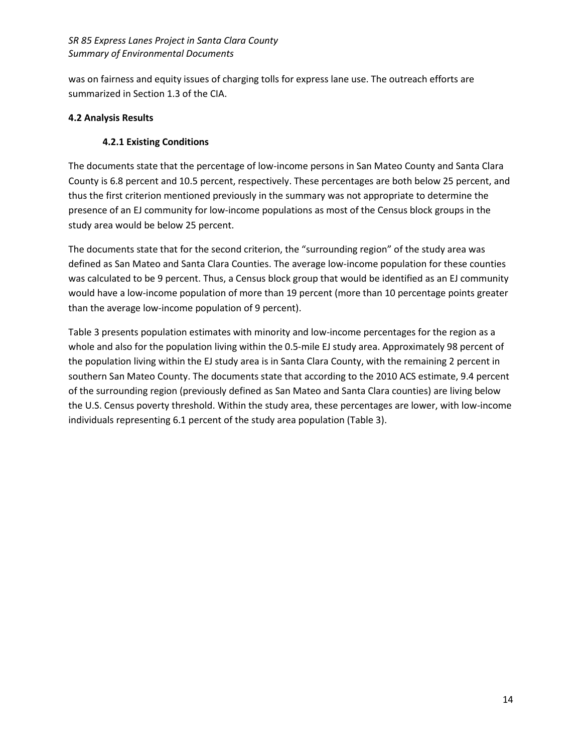was on fairness and equity issues of charging tolls for express lane use. The outreach efforts are summarized in Section 1.3 of the CIA.

## 4.2 Analysis Results

### 4.2.1 Existing Conditions

The documents state that the percentage of low-income persons in San Mateo County and Santa Clara County is 6.8 percent and 10.5 percent, respectively. These percentages are both below 25 percent, and thus the first criterion mentioned previously in the summary was not appropriate to determine the presence of an EJ community for low-income populations as most of the Census block groups in the study area would be below 25 percent.

The documents state that for the second criterion, the "surrounding region" of the study area was defined as San Mateo and Santa Clara Counties. The average low-income population for these counties was calculated to be 9 percent. Thus, a Census block group that would be identified as an EJ community would have a low-income population of more than 19 percent (more than 10 percentage points greater than the average low-income population of 9 percent).

Table 3 presents population estimates with minority and low-income percentages for the region as a whole and also for the population living within the 0.5-mile EJ study area. Approximately 98 percent of the population living within the EJ study area is in Santa Clara County, with the remaining 2 percent in southern San Mateo County. The documents state that according to the 2010 ACS estimate, 9.4 percent of the surrounding region (previously defined as San Mateo and Santa Clara counties) are living below the U.S. Census poverty threshold. Within the study area, these percentages are lower, with low-income individuals representing 6.1 percent of the study area population (Table 3).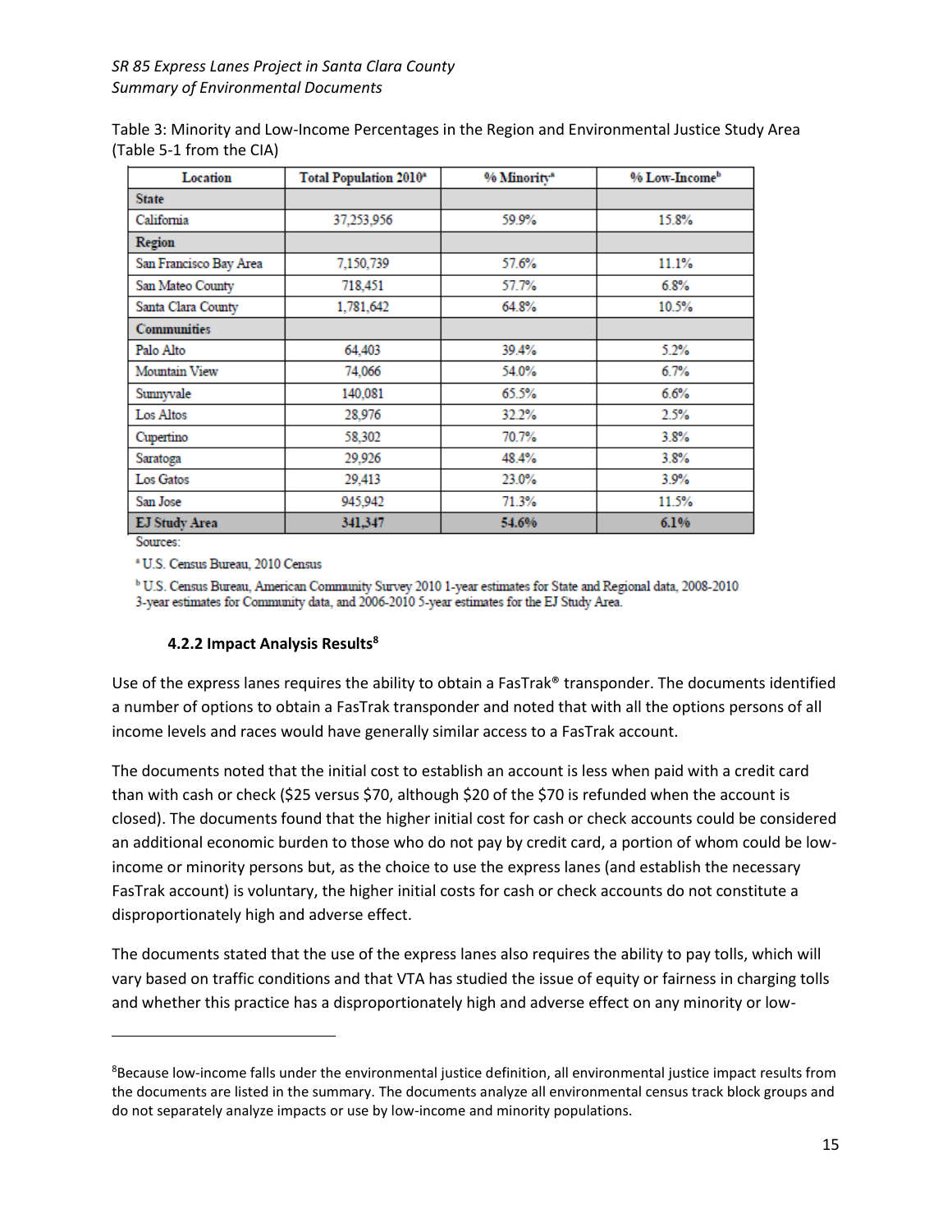Table 3: Minority and Low-Income Percentages in the Region and Environmental Justice Study Area (Table 5-1 from the CIA)

| Location | Total Population 2010[a] | % Minority[a] | % Low-Income[b] |
|---|---|---|---|
| **State** | | | |
| California | 37,253,956 | 59.9% | 15.8% |
| **Region** | | | |
| San Francisco Bay Area | 7,150,739 | 57.6% | 11.1% |
| San Mateo County | 718,451 | 57.7% | 6.8% |
| Santa Clara County | 1,781,642 | 64.8% | 10.5% |
| **Communities** | | | |
| Palo Alto | 64,403 | 39.4% | 5.2% |
| Mountain View | 74,066 | 54.0% | 6.7% |
| Sunnyvale | 140,081 | 65.5% | 6.6% |
| Los Altos | 28,976 | 32.2% | 2.5% |
| Cupertino | 58,302 | 70.7% | 3.8% |
| Saratoga | 29,926 | 48.4% | 3.8% |
| Los Gatos | 29,413 | 23.0% | 3.9% |
| San Jose | 945,942 | 71.3% | 11.5% |
| **EJ Study Area** | **341,347** | **54.6%** | **6.1%** |

Sources:

[a] U.S. Census Bureau, 2010 Census

[b] U.S. Census Bureau, American Community Survey 2010 1-year estimates for State and Regional data, 2008-2010 3-year estimates for Community data, and 2006-2010 5-year estimates for the EJ Study Area.

#### 4.2.2 Impact Analysis Results[8]

Use of the express lanes requires the ability to obtain a FasTrak® transponder. The documents identified a number of options to obtain a FasTrak transponder and noted that with all the options persons of all income levels and races would have generally similar access to a FasTrak account.

The documents noted that the initial cost to establish an account is less when paid with a credit card than with cash or check ($25 versus $70, although $20 of the $70 is refunded when the account is closed). The documents found that the higher initial cost for cash or check accounts could be considered an additional economic burden to those who do not pay by credit card, a portion of whom could be low-income or minority persons but, as the choice to use the express lanes (and establish the necessary FasTrak account) is voluntary, the higher initial costs for cash or check accounts do not constitute a disproportionately high and adverse effect.

The documents stated that the use of the express lanes also requires the ability to pay tolls, which will vary based on traffic conditions and that VTA has studied the issue of equity or fairness in charging tolls and whether this practice has a disproportionately high and adverse effect on any minority or low-

[8] Because low-income falls under the environmental justice definition, all environmental justice impact results from the documents are listed in the summary. The documents analyze all environmental census track block groups and do not separately analyze impacts or use by low-income and minority populations.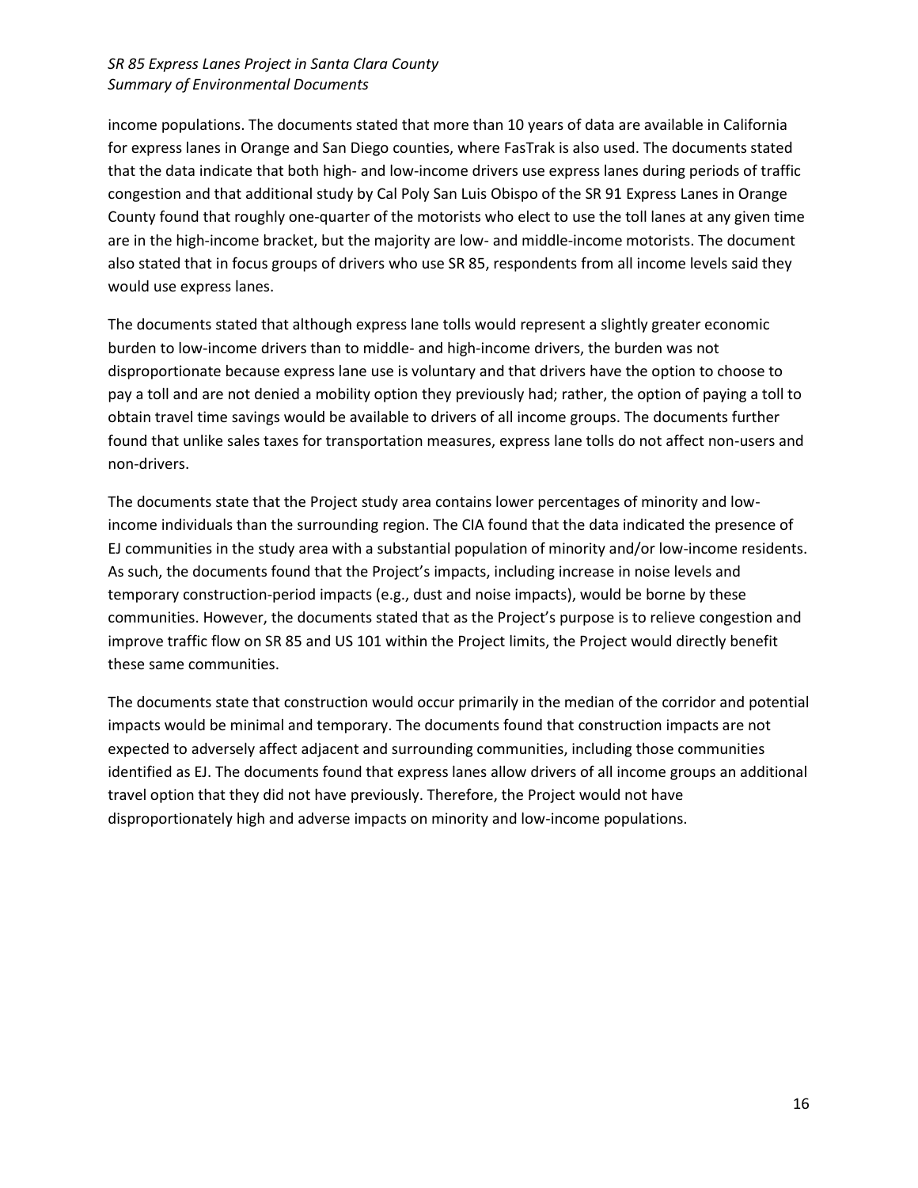income populations. The documents stated that more than 10 years of data are available in California for express lanes in Orange and San Diego counties, where FasTrak is also used. The documents stated that the data indicate that both high- and low-income drivers use express lanes during periods of traffic congestion and that additional study by Cal Poly San Luis Obispo of the SR 91 Express Lanes in Orange County found that roughly one-quarter of the motorists who elect to use the toll lanes at any given time are in the high-income bracket, but the majority are low- and middle-income motorists. The document also stated that in focus groups of drivers who use SR 85, respondents from all income levels said they would use express lanes.

The documents stated that although express lane tolls would represent a slightly greater economic burden to low-income drivers than to middle- and high-income drivers, the burden was not disproportionate because express lane use is voluntary and that drivers have the option to choose to pay a toll and are not denied a mobility option they previously had; rather, the option of paying a toll to obtain travel time savings would be available to drivers of all income groups. The documents further found that unlike sales taxes for transportation measures, express lane tolls do not affect non-users and non-drivers.

The documents state that the Project study area contains lower percentages of minority and low-income individuals than the surrounding region. The CIA found that the data indicated the presence of EJ communities in the study area with a substantial population of minority and/or low-income residents. As such, the documents found that the Project's impacts, including increase in noise levels and temporary construction-period impacts (e.g., dust and noise impacts), would be borne by these communities. However, the documents stated that as the Project's purpose is to relieve congestion and improve traffic flow on SR 85 and US 101 within the Project limits, the Project would directly benefit these same communities.

The documents state that construction would occur primarily in the median of the corridor and potential impacts would be minimal and temporary. The documents found that construction impacts are not expected to adversely affect adjacent and surrounding communities, including those communities identified as EJ. The documents found that express lanes allow drivers of all income groups an additional travel option that they did not have previously. Therefore, the Project would not have disproportionately high and adverse impacts on minority and low-income populations.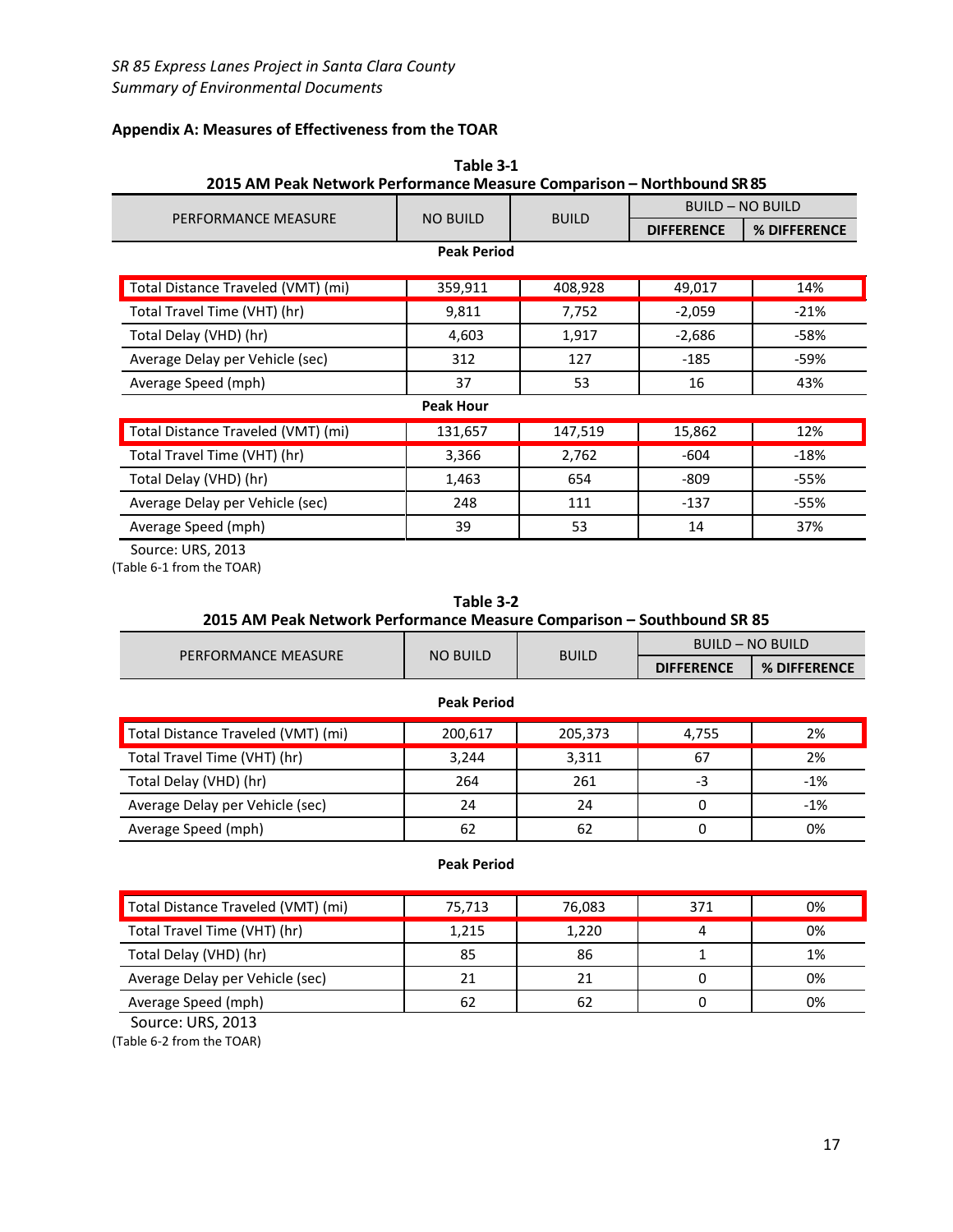## Appendix A: Measures of Effectiveness from the TOAR

**Table 3-1**
**2015 AM Peak Network Performance Measure Comparison – Northbound SR 85**

| PERFORMANCE MEASURE | NO BUILD | BUILD | BUILD – NO BUILD | |
|---|---|---|---|---|
| | | | **DIFFERENCE** | **% DIFFERENCE** |
| **Peak Period** | | | | |
| Total Distance Traveled (VMT) (mi) | 359,911 | 408,928 | 49,017 | 14% |
| Total Travel Time (VHT) (hr) | 9,811 | 7,752 | -2,059 | -21% |
| Total Delay (VHD) (hr) | 4,603 | 1,917 | -2,686 | -58% |
| Average Delay per Vehicle (sec) | 312 | 127 | -185 | -59% |
| Average Speed (mph) | 37 | 53 | 16 | 43% |
| **Peak Hour** | | | | |
| Total Distance Traveled (VMT) (mi) | 131,657 | 147,519 | 15,862 | 12% |
| Total Travel Time (VHT) (hr) | 3,366 | 2,762 | -604 | -18% |
| Total Delay (VHD) (hr) | 1,463 | 654 | -809 | -55% |
| Average Delay per Vehicle (sec) | 248 | 111 | -137 | -55% |
| Average Speed (mph) | 39 | 53 | 14 | 37% |

Source: URS, 2013

(Table 6-1 from the TOAR)

**Table 3-2**
**2015 AM Peak Network Performance Measure Comparison – Southbound SR 85**

| PERFORMANCE MEASURE | NO BUILD | BUILD | BUILD – NO BUILD | |
|---|---|---|---|---|
| | | | **DIFFERENCE** | **% DIFFERENCE** |
| **Peak Period** | | | | |
| Total Distance Traveled (VMT) (mi) | 200,617 | 205,373 | 4,755 | 2% |
| Total Travel Time (VHT) (hr) | 3,244 | 3,311 | 67 | 2% |
| Total Delay (VHD) (hr) | 264 | 261 | -3 | -1% |
| Average Delay per Vehicle (sec) | 24 | 24 | 0 | -1% |
| Average Speed (mph) | 62 | 62 | 0 | 0% |
| **Peak Period** | | | | |
| Total Distance Traveled (VMT) (mi) | 75,713 | 76,083 | 371 | 0% |
| Total Travel Time (VHT) (hr) | 1,215 | 1,220 | 4 | 0% |
| Total Delay (VHD) (hr) | 85 | 86 | 1 | 1% |
| Average Delay per Vehicle (sec) | 21 | 21 | 0 | 0% |
| Average Speed (mph) | 62 | 62 | 0 | 0% |

Source: URS, 2013

(Table 6-2 from the TOAR)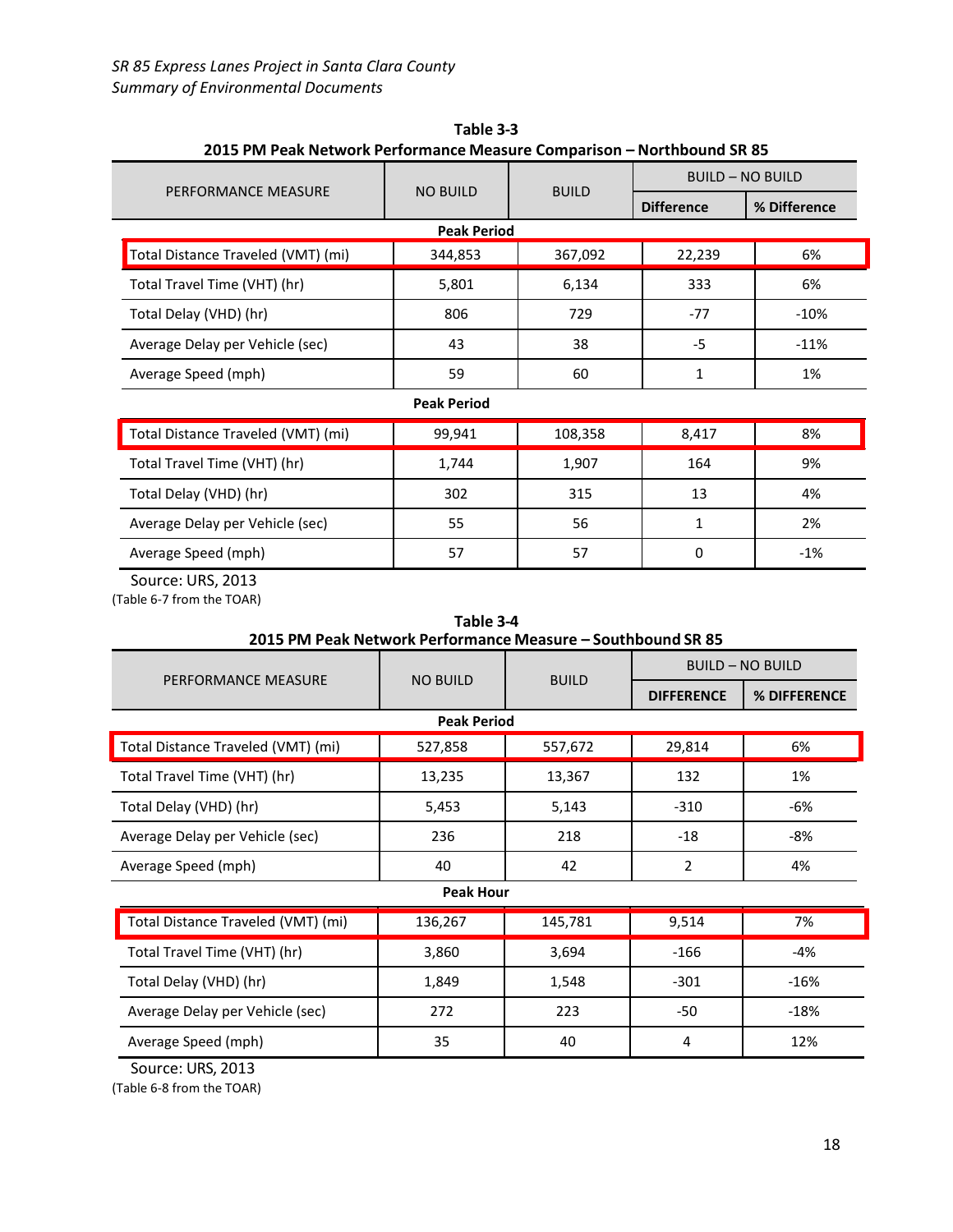**Table 3-3**
**2015 PM Peak Network Performance Measure Comparison – Northbound SR 85**

| PERFORMANCE MEASURE | NO BUILD | BUILD | BUILD – NO BUILD | |
|---|---|---|---|---|
| | | | **Difference** | **% Difference** |
| **Peak Period** | | | | |
| Total Distance Traveled (VMT) (mi) | 344,853 | 367,092 | 22,239 | 6% |
| Total Travel Time (VHT) (hr) | 5,801 | 6,134 | 333 | 6% |
| Total Delay (VHD) (hr) | 806 | 729 | -77 | -10% |
| Average Delay per Vehicle (sec) | 43 | 38 | -5 | -11% |
| Average Speed (mph) | 59 | 60 | 1 | 1% |
| **Peak Period** | | | | |
| Total Distance Traveled (VMT) (mi) | 99,941 | 108,358 | 8,417 | 8% |
| Total Travel Time (VHT) (hr) | 1,744 | 1,907 | 164 | 9% |
| Total Delay (VHD) (hr) | 302 | 315 | 13 | 4% |
| Average Delay per Vehicle (sec) | 55 | 56 | 1 | 2% |
| Average Speed (mph) | 57 | 57 | 0 | -1% |

Source: URS, 2013
(Table 6-7 from the TOAR)

**Table 3-4**
**2015 PM Peak Network Performance Measure – Southbound SR 85**

| PERFORMANCE MEASURE | NO BUILD | BUILD | BUILD – NO BUILD | |
|---|---|---|---|---|
| | | | **DIFFERENCE** | **% DIFFERENCE** |
| **Peak Period** | | | | |
| Total Distance Traveled (VMT) (mi) | 527,858 | 557,672 | 29,814 | 6% |
| Total Travel Time (VHT) (hr) | 13,235 | 13,367 | 132 | 1% |
| Total Delay (VHD) (hr) | 5,453 | 5,143 | -310 | -6% |
| Average Delay per Vehicle (sec) | 236 | 218 | -18 | -8% |
| Average Speed (mph) | 40 | 42 | 2 | 4% |
| **Peak Hour** | | | | |
| Total Distance Traveled (VMT) (mi) | 136,267 | 145,781 | 9,514 | 7% |
| Total Travel Time (VHT) (hr) | 3,860 | 3,694 | -166 | -4% |
| Total Delay (VHD) (hr) | 1,849 | 1,548 | -301 | -16% |
| Average Delay per Vehicle (sec) | 272 | 223 | -50 | -18% |
| Average Speed (mph) | 35 | 40 | 4 | 12% |

Source: URS, 2013
(Table 6-8 from the TOAR)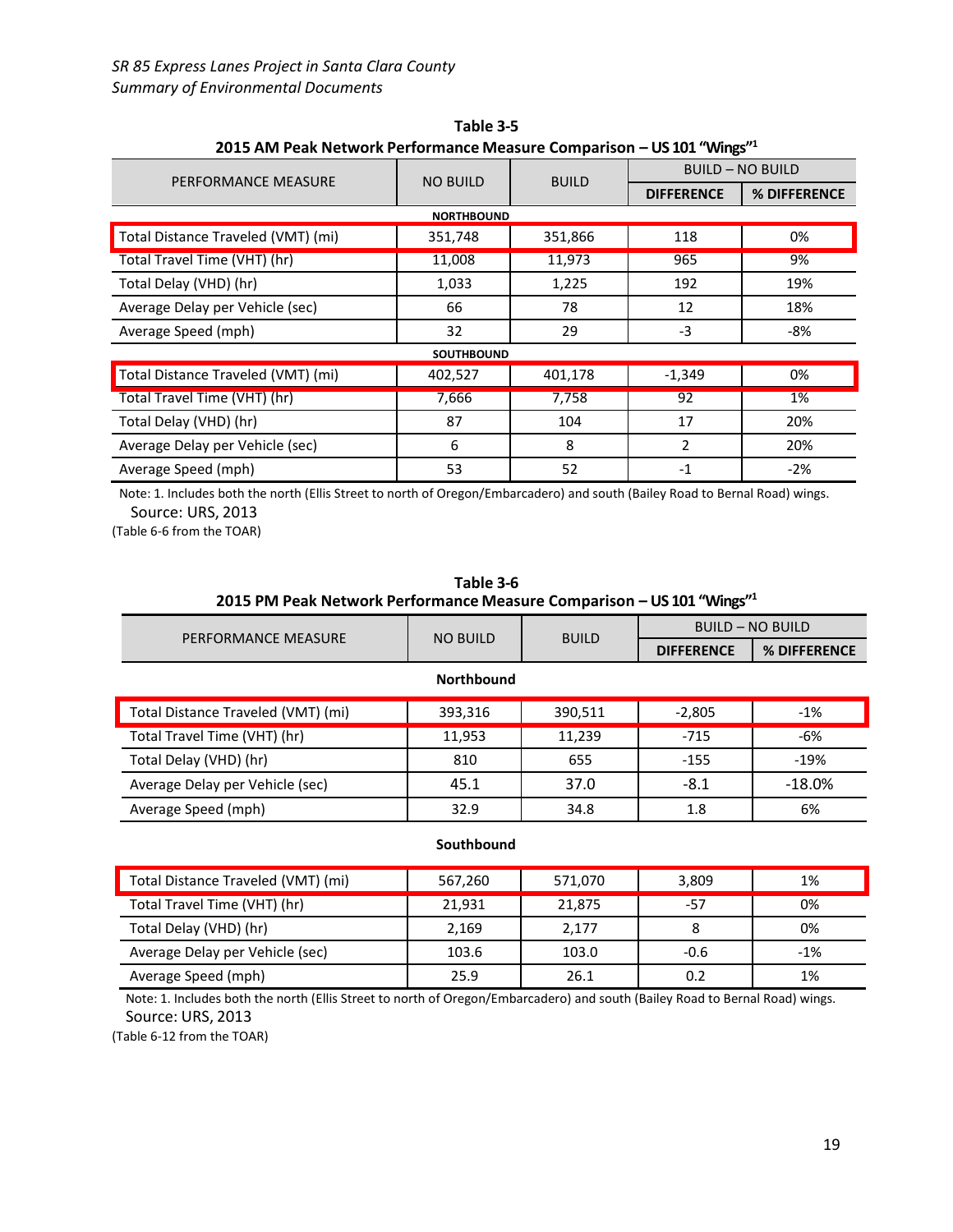*SR 85 Express Lanes Project in Santa Clara County*
*Summary of Environmental Documents*

**Table 3-5**
**2015 AM Peak Network Performance Measure Comparison – US 101 "Wings"[1]**

| PERFORMANCE MEASURE | NO BUILD | BUILD | BUILD – NO BUILD | |
|---|---|---|---|---|
| | | | **DIFFERENCE** | **% DIFFERENCE** |
| **NORTHBOUND** | | | | |
| Total Distance Traveled (VMT) (mi) | 351,748 | 351,866 | 118 | 0% |
| Total Travel Time (VHT) (hr) | 11,008 | 11,973 | 965 | 9% |
| Total Delay (VHD) (hr) | 1,033 | 1,225 | 192 | 19% |
| Average Delay per Vehicle (sec) | 66 | 78 | 12 | 18% |
| Average Speed (mph) | 32 | 29 | -3 | -8% |
| **SOUTHBOUND** | | | | |
| Total Distance Traveled (VMT) (mi) | 402,527 | 401,178 | -1,349 | 0% |
| Total Travel Time (VHT) (hr) | 7,666 | 7,758 | 92 | 1% |
| Total Delay (VHD) (hr) | 87 | 104 | 17 | 20% |
| Average Delay per Vehicle (sec) | 6 | 8 | 2 | 20% |
| Average Speed (mph) | 53 | 52 | -1 | -2% |

Note: 1. Includes both the north (Ellis Street to north of Oregon/Embarcadero) and south (Bailey Road to Bernal Road) wings.
Source: URS, 2013
(Table 6-6 from the TOAR)

**Table 3-6**
**2015 PM Peak Network Performance Measure Comparison – US 101 "Wings"[1]**

| PERFORMANCE MEASURE | NO BUILD | BUILD | BUILD – NO BUILD | |
|---|---|---|---|---|
| | | | **DIFFERENCE** | **% DIFFERENCE** |
| **Northbound** | | | | |
| Total Distance Traveled (VMT) (mi) | 393,316 | 390,511 | -2,805 | -1% |
| Total Travel Time (VHT) (hr) | 11,953 | 11,239 | -715 | -6% |
| Total Delay (VHD) (hr) | 810 | 655 | -155 | -19% |
| Average Delay per Vehicle (sec) | 45.1 | 37.0 | -8.1 | -18.0% |
| Average Speed (mph) | 32.9 | 34.8 | 1.8 | 6% |
| **Southbound** | | | | |
| Total Distance Traveled (VMT) (mi) | 567,260 | 571,070 | 3,809 | 1% |
| Total Travel Time (VHT) (hr) | 21,931 | 21,875 | -57 | 0% |
| Total Delay (VHD) (hr) | 2,169 | 2,177 | 8 | 0% |
| Average Delay per Vehicle (sec) | 103.6 | 103.0 | -0.6 | -1% |
| Average Speed (mph) | 25.9 | 26.1 | 0.2 | 1% |

Note: 1. Includes both the north (Ellis Street to north of Oregon/Embarcadero) and south (Bailey Road to Bernal Road) wings.
Source: URS, 2013
(Table 6-12 from the TOAR)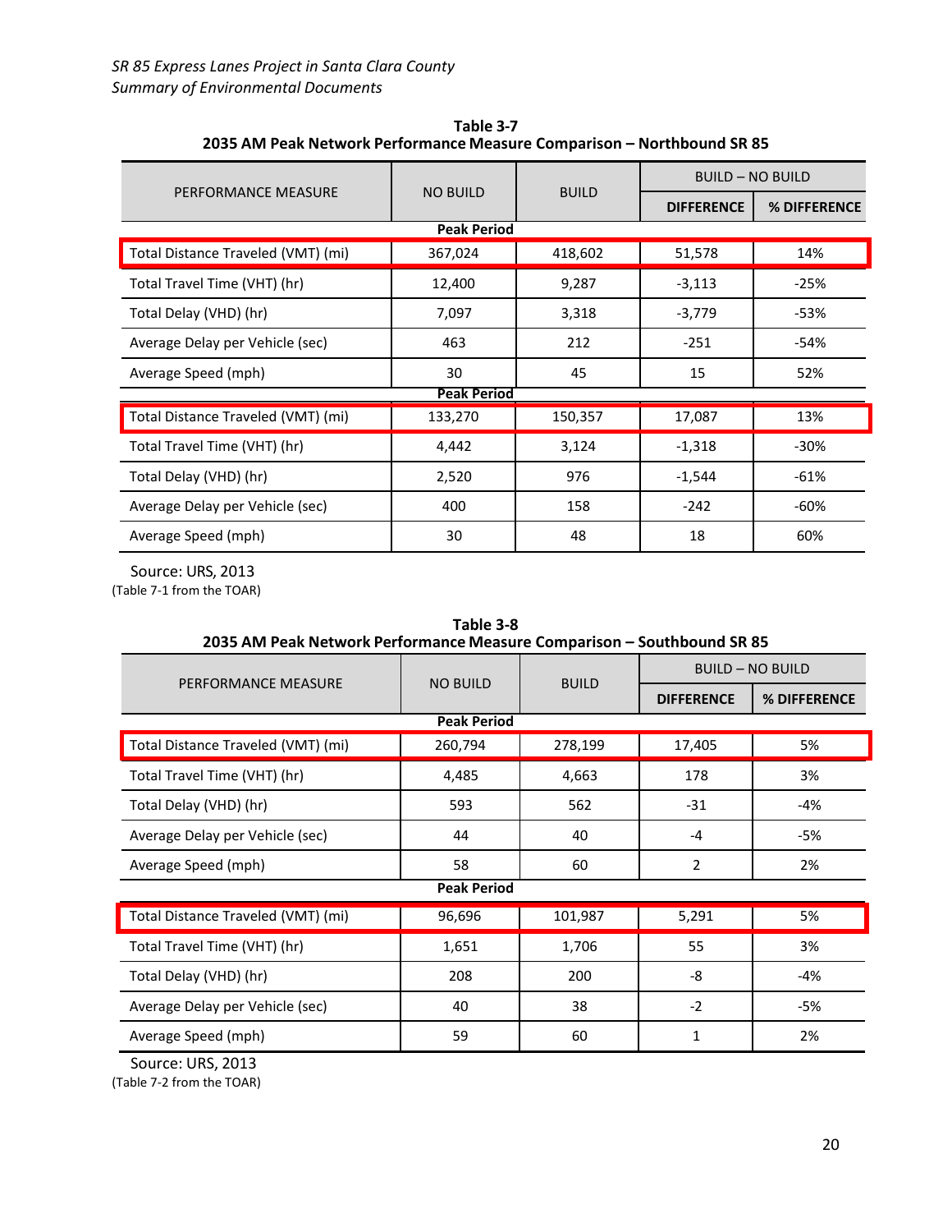**Table 3-7**
**2035 AM Peak Network Performance Measure Comparison – Northbound SR 85**

| PERFORMANCE MEASURE | NO BUILD | BUILD | BUILD – NO BUILD | |
|---|---|---|---|---|
| | | | **DIFFERENCE** | **% DIFFERENCE** |
| **Peak Period** | | | | |
| Total Distance Traveled (VMT) (mi) | 367,024 | 418,602 | 51,578 | 14% |
| Total Travel Time (VHT) (hr) | 12,400 | 9,287 | -3,113 | -25% |
| Total Delay (VHD) (hr) | 7,097 | 3,318 | -3,779 | -53% |
| Average Delay per Vehicle (sec) | 463 | 212 | -251 | -54% |
| Average Speed (mph) | 30 | 45 | 15 | 52% |
| **Peak Period** | | | | |
| Total Distance Traveled (VMT) (mi) | 133,270 | 150,357 | 17,087 | 13% |
| Total Travel Time (VHT) (hr) | 4,442 | 3,124 | -1,318 | -30% |
| Total Delay (VHD) (hr) | 2,520 | 976 | -1,544 | -61% |
| Average Delay per Vehicle (sec) | 400 | 158 | -242 | -60% |
| Average Speed (mph) | 30 | 48 | 18 | 60% |

Source: URS, 2013
(Table 7-1 from the TOAR)

**Table 3-8**
**2035 AM Peak Network Performance Measure Comparison – Southbound SR 85**

| PERFORMANCE MEASURE | NO BUILD | BUILD | BUILD – NO BUILD | |
|---|---|---|---|---|
| | | | **DIFFERENCE** | **% DIFFERENCE** |
| **Peak Period** | | | | |
| Total Distance Traveled (VMT) (mi) | 260,794 | 278,199 | 17,405 | 5% |
| Total Travel Time (VHT) (hr) | 4,485 | 4,663 | 178 | 3% |
| Total Delay (VHD) (hr) | 593 | 562 | -31 | -4% |
| Average Delay per Vehicle (sec) | 44 | 40 | -4 | -5% |
| Average Speed (mph) | 58 | 60 | 2 | 2% |
| **Peak Period** | | | | |
| Total Distance Traveled (VMT) (mi) | 96,696 | 101,987 | 5,291 | 5% |
| Total Travel Time (VHT) (hr) | 1,651 | 1,706 | 55 | 3% |
| Total Delay (VHD) (hr) | 208 | 200 | -8 | -4% |
| Average Delay per Vehicle (sec) | 40 | 38 | -2 | -5% |
| Average Speed (mph) | 59 | 60 | 1 | 2% |

Source: URS, 2013
(Table 7-2 from the TOAR)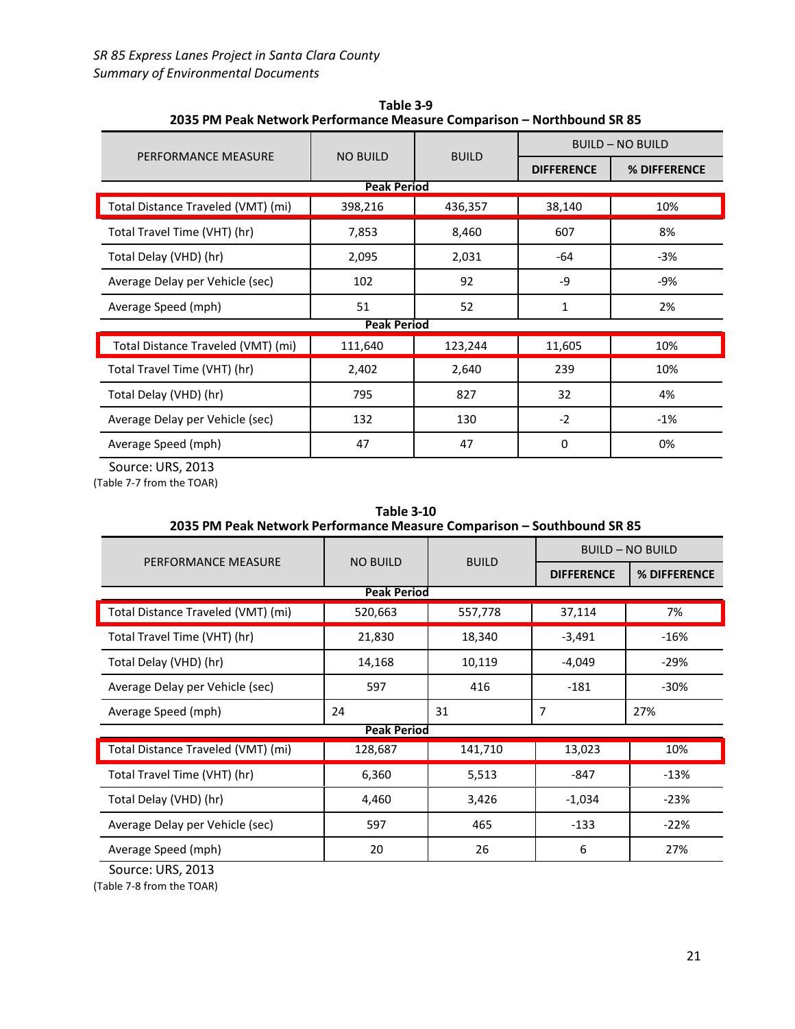**Table 3-9**
**2035 PM Peak Network Performance Measure Comparison – Northbound SR 85**

| PERFORMANCE MEASURE | NO BUILD | BUILD | BUILD – NO BUILD | |
|---|---|---|---|---|
| | | | **DIFFERENCE** | **% DIFFERENCE** |
| **Peak Period** | | | | |
| Total Distance Traveled (VMT) (mi) | 398,216 | 436,357 | 38,140 | 10% |
| Total Travel Time (VHT) (hr) | 7,853 | 8,460 | 607 | 8% |
| Total Delay (VHD) (hr) | 2,095 | 2,031 | -64 | -3% |
| Average Delay per Vehicle (sec) | 102 | 92 | -9 | -9% |
| Average Speed (mph) | 51 | 52 | 1 | 2% |
| **Peak Period** | | | | |
| Total Distance Traveled (VMT) (mi) | 111,640 | 123,244 | 11,605 | 10% |
| Total Travel Time (VHT) (hr) | 2,402 | 2,640 | 239 | 10% |
| Total Delay (VHD) (hr) | 795 | 827 | 32 | 4% |
| Average Delay per Vehicle (sec) | 132 | 130 | -2 | -1% |
| Average Speed (mph) | 47 | 47 | 0 | 0% |

Source: URS, 2013
(Table 7-7 from the TOAR)

**Table 3-10**
**2035 PM Peak Network Performance Measure Comparison – Southbound SR 85**

| PERFORMANCE MEASURE | NO BUILD | BUILD | BUILD – NO BUILD | |
|---|---|---|---|---|
| | | | **DIFFERENCE** | **% DIFFERENCE** |
| **Peak Period** | | | | |
| Total Distance Traveled (VMT) (mi) | 520,663 | 557,778 | 37,114 | 7% |
| Total Travel Time (VHT) (hr) | 21,830 | 18,340 | -3,491 | -16% |
| Total Delay (VHD) (hr) | 14,168 | 10,119 | -4,049 | -29% |
| Average Delay per Vehicle (sec) | 597 | 416 | -181 | -30% |
| Average Speed (mph) | 24 | 31 | 7 | 27% |
| **Peak Period** | | | | |
| Total Distance Traveled (VMT) (mi) | 128,687 | 141,710 | 13,023 | 10% |
| Total Travel Time (VHT) (hr) | 6,360 | 5,513 | -847 | -13% |
| Total Delay (VHD) (hr) | 4,460 | 3,426 | -1,034 | -23% |
| Average Delay per Vehicle (sec) | 597 | 465 | -133 | -22% |
| Average Speed (mph) | 20 | 26 | 6 | 27% |

Source: URS, 2013
(Table 7-8 from the TOAR)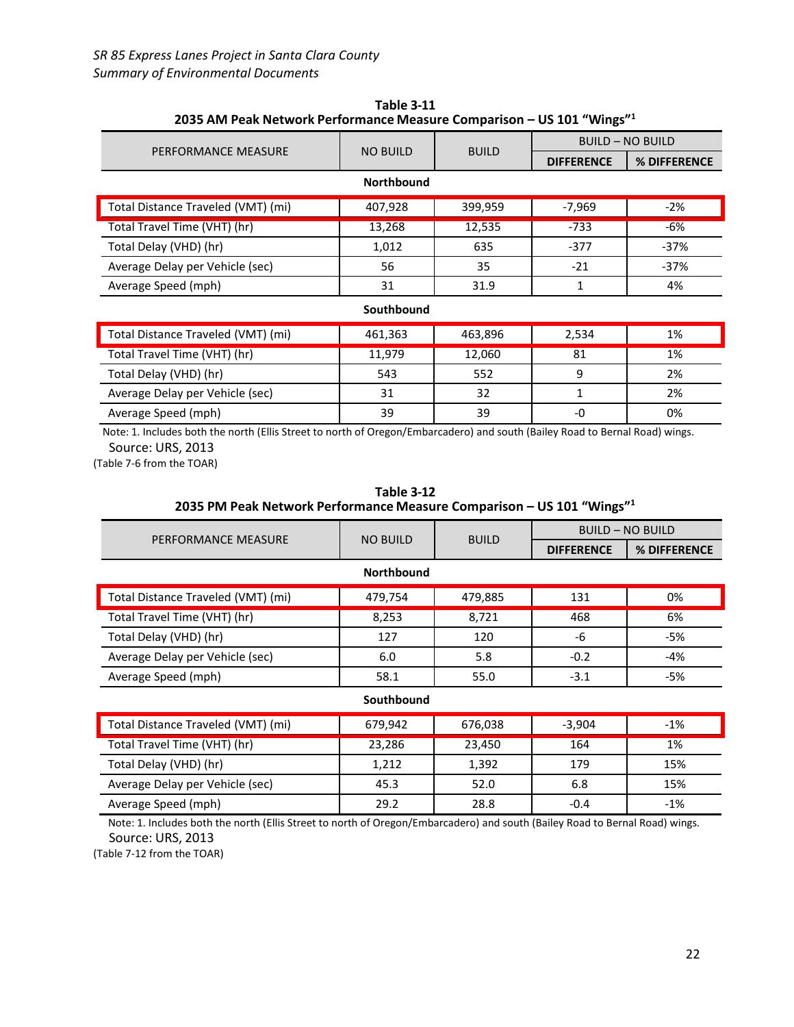**Table 3-11**
**2035 AM Peak Network Performance Measure Comparison – US 101 "Wings"[1]**

| PERFORMANCE MEASURE | NO BUILD | BUILD | BUILD – NO BUILD | |
|---|---|---|---|---|
| | | | **DIFFERENCE** | **% DIFFERENCE** |
| **Northbound** | | | | |
| Total Distance Traveled (VMT) (mi) | 407,928 | 399,959 | -7,969 | -2% |
| Total Travel Time (VHT) (hr) | 13,268 | 12,535 | -733 | -6% |
| Total Delay (VHD) (hr) | 1,012 | 635 | -377 | -37% |
| Average Delay per Vehicle (sec) | 56 | 35 | -21 | -37% |
| Average Speed (mph) | 31 | 31.9 | 1 | 4% |
| **Southbound** | | | | |
| Total Distance Traveled (VMT) (mi) | 461,363 | 463,896 | 2,534 | 1% |
| Total Travel Time (VHT) (hr) | 11,979 | 12,060 | 81 | 1% |
| Total Delay (VHD) (hr) | 543 | 552 | 9 | 2% |
| Average Delay per Vehicle (sec) | 31 | 32 | 1 | 2% |
| Average Speed (mph) | 39 | 39 | -0 | 0% |

Note: 1. Includes both the north (Ellis Street to north of Oregon/Embarcadero) and south (Bailey Road to Bernal Road) wings.
Source: URS, 2013
(Table 7-6 from the TOAR)

**Table 3-12**
**2035 PM Peak Network Performance Measure Comparison – US 101 "Wings"[1]**

| PERFORMANCE MEASURE | NO BUILD | BUILD | BUILD – NO BUILD | |
|---|---|---|---|---|
| | | | **DIFFERENCE** | **% DIFFERENCE** |
| **Northbound** | | | | |
| Total Distance Traveled (VMT) (mi) | 479,754 | 479,885 | 131 | 0% |
| Total Travel Time (VHT) (hr) | 8,253 | 8,721 | 468 | 6% |
| Total Delay (VHD) (hr) | 127 | 120 | -6 | -5% |
| Average Delay per Vehicle (sec) | 6.0 | 5.8 | -0.2 | -4% |
| Average Speed (mph) | 58.1 | 55.0 | -3.1 | -5% |
| **Southbound** | | | | |
| Total Distance Traveled (VMT) (mi) | 679,942 | 676,038 | -3,904 | -1% |
| Total Travel Time (VHT) (hr) | 23,286 | 23,450 | 164 | 1% |
| Total Delay (VHD) (hr) | 1,212 | 1,392 | 179 | 15% |
| Average Delay per Vehicle (sec) | 45.3 | 52.0 | 6.8 | 15% |
| Average Speed (mph) | 29.2 | 28.8 | -0.4 | -1% |

Note: 1. Includes both the north (Ellis Street to north of Oregon/Embarcadero) and south (Bailey Road to Bernal Road) wings.
Source: URS, 2013
(Table 7-12 from the TOAR)